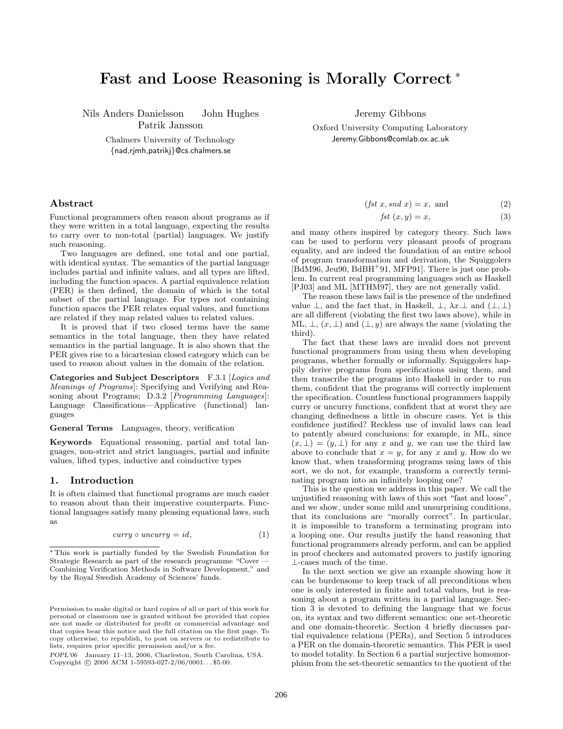# Fast and Loose Reasoning is Morally Correct *

Nils Anders Danielsson  John Hughes  
Patrik Jansson  
Chalmers University of Technology  
{nad,rjmh,patrikj}@cs.chalmers.se

Jeremy Gibbons  
Oxford University Computing Laboratory  
Jeremy.Gibbons@comlab.ox.ac.uk

## Abstract

Functional programmers often reason about programs as if they were written in a total language, expecting the results to carry over to non-total (partial) languages. We justify such reasoning.

Two languages are defined, one total and one partial, with identical syntax. The semantics of the partial language includes partial and infinite values, and all types are lifted, including the function spaces. A partial equivalence relation (PER) is then defined, the domain of which is the total subset of the partial language. For types not containing function spaces the PER relates equal values, and functions are related if they map related values to related values.

It is proved that if two closed terms have the same semantics in the total language, then they have related semantics in the partial language. It is also shown that the PER gives rise to a bicartesian closed category which can be used to reason about values in the domain of the relation.

**Categories and Subject Descriptors** F.3.1 [*Logics and Meanings of Programs*]: Specifying and Verifying and Reasoning about Programs; D.3.2 [*Programming Languages*]: Language Classifications—Applicative (functional) languages

**General Terms** Languages, theory, verification

**Keywords** Equational reasoning, partial and total languages, non-strict and strict languages, partial and infinite values, lifted types, inductive and coinductive types

## 1. Introduction

It is often claimed that functional programs are much easier to reason about than their imperative counterparts. Functional languages satisfy many pleasing equational laws, such as

$$curry \circ uncurry = id, \tag{1}$$

$$(fst\ x, snd\ x) = x, \text{ and} \tag{2}$$

$$fst\ (x, y) = x, \tag{3}$$

and many others inspired by category theory. Such laws can be used to perform very pleasant proofs of program equality, and are indeed the foundation of an entire school of program transformation and derivation, the Squiggolers [BdM96, Jeu90, BdBH+91, MFP91]. There is just one problem. In current real programming languages such as Haskell [PJ03] and ML [MTHM97], they are not generally valid.

The reason these laws fail is the presence of the undefined value $\bot$, and the fact that, in Haskell, $\bot$, $\lambda x.\bot$ and $(\bot, \bot)$ are all different (violating the first two laws above), while in ML, $\bot$, $(x, \bot)$ and $(\bot, y)$ are always the same (violating the third).

The fact that these laws are invalid does not prevent functional programmers from using them when developing programs, whether formally or informally. Squiggolers happily derive programs from specifications using them, and then transcribe the programs into Haskell in order to run them, confident that the programs will correctly implement the specification. Countless functional programmers happily curry or uncurry functions, confident that at worst they are changing definedness a little in obscure cases. Yet is this confidence justified? Reckless use of invalid laws can lead to patently absurd conclusions: for example, in ML, since $(x, \bot) = (y, \bot)$ for any $x$ and $y$, we can use the third law above to conclude that $x = y$, for any $x$ and $y$. How do we know that, when transforming programs using laws of this sort, we do not, for example, transform a correctly terminating program into an infinitely looping one?

This is the question we address in this paper. We call the unjustified reasoning with laws of this sort "fast and loose", and we show, under some mild and unsurprising conditions, that its conclusions are "morally correct". In particular, it is impossible to transform a terminating program into a looping one. Our results justify the hand reasoning that functional programmers already perform, and can be applied in proof checkers and automated provers to justify ignoring $\bot$-cases much of the time.

In the next section we give an example showing how it can be burdensome to keep track of all preconditions when one is only interested in finite and total values, but is reasoning about a program written in a partial language. Section 3 is devoted to defining the language that we focus on, its syntax and two different semantics: one set-theoretic and one domain-theoretic. Section 4 briefly discusses partial equivalence relations (PERs), and Section 5 introduces a PER on the domain-theoretic semantics. This PER is used to model totality. In Section 6 a partial surjective homomorphism from the set-theoretic semantics to the quotient of the

---

* This work is partially funded by the Swedish Foundation for Strategic Research as part of the research programme "Cover — Combining Verification Methods in Software Development," and by the Royal Swedish Academy of Sciences' funds.

Permission to make digital or hard copies of all or part of this work for personal or classroom use is granted without fee provided that copies are not made or distributed for profit or commercial advantage and that copies bear this notice and the full citation on the first page. To copy otherwise, to republish, to post on servers or to redistribute to lists, requires prior specific permission and/or a fee.  
*POPL'06* January 11–13, 2006, Charleston, South Carolina, USA.  
Copyright © 2006 ACM 1-59593-027-2/06/0001...$5.00.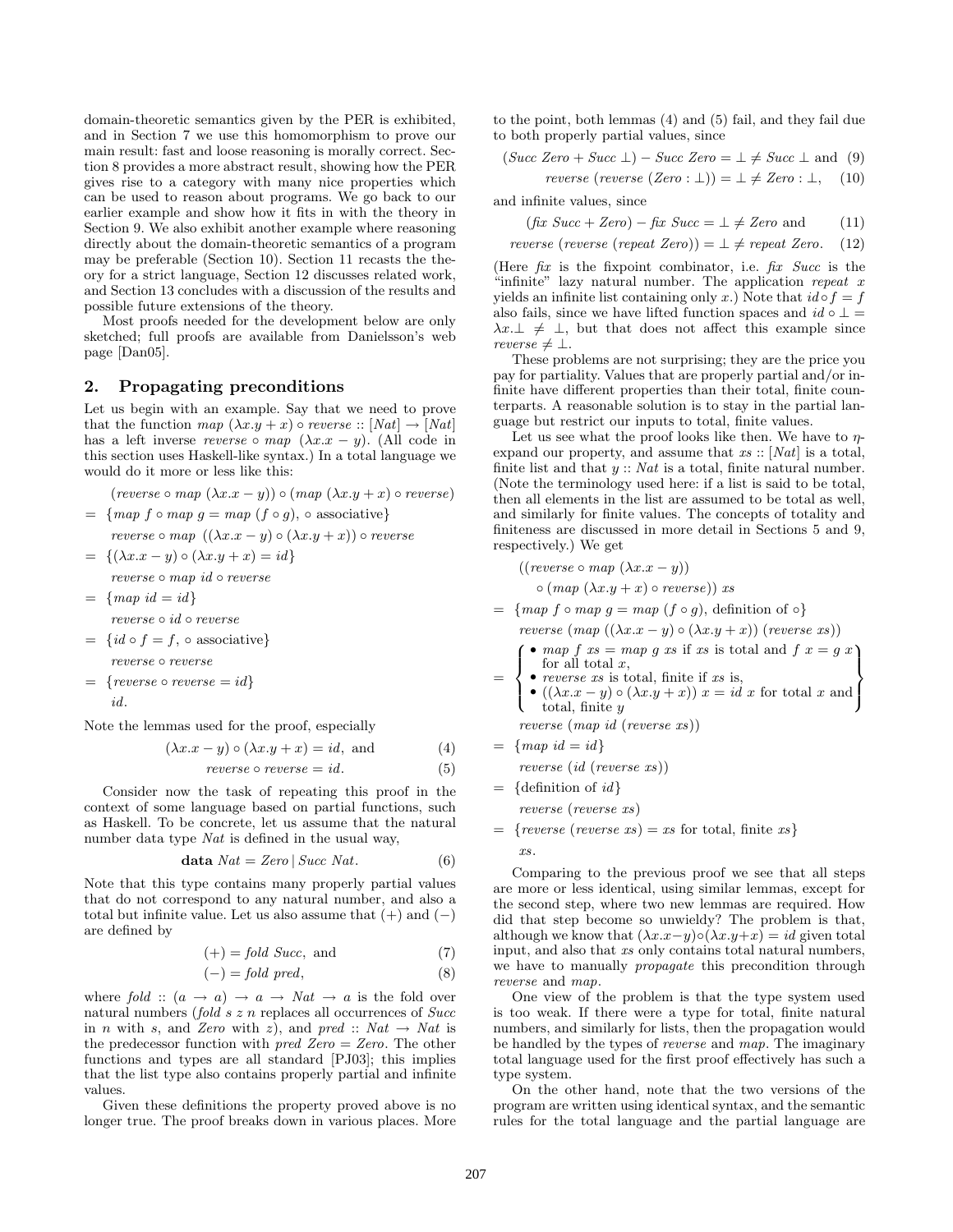domain-theoretic semantics given by the PER is exhibited, and in Section 7 we use this homomorphism to prove our main result: fast and loose reasoning is morally correct. Section 8 provides a more abstract result, showing how the PER gives rise to a category with many nice properties which can be used to reason about programs. We go back to our earlier example and show how it fits in with the theory in Section 9. We also exhibit another example where reasoning directly about the domain-theoretic semantics of a program may be preferable (Section 10). Section 11 recasts the theory for a strict language, Section 12 discusses related work, and Section 13 concludes with a discussion of the results and possible future extensions of the theory.

Most proofs needed for the development below are only sketched; full proofs are available from Danielsson's web page [Dan05].

## 2. Propagating preconditions

Let us begin with an example. Say that we need to prove that the function $map\ (\lambda x.y + x) \circ reverse :: [Nat] \rightarrow [Nat]$ has a left inverse $reverse \circ map\ (\lambda x.x - y)$. (All code in this section uses Haskell-like syntax.) In a total language we would do it more or less like this:

$$
\begin{aligned}
& (reverse \circ map\ (\lambda x.x - y)) \circ (map\ (\lambda x.y + x) \circ reverse) \\
= &\ \{map\ f \circ map\ g = map\ (f \circ g),\ \circ \text{ associative}\} \\
& reverse \circ map\ \ ((\lambda x.x - y) \circ (\lambda x.y + x)) \circ reverse \\
= &\ \{(\lambda x.x - y) \circ (\lambda x.y + x) = id\} \\
& reverse \circ map\ id \circ reverse \\
= &\ \{map\ id = id\} \\
& reverse \circ id \circ reverse \\
= &\ \{id \circ f = f,\ \circ \text{ associative}\} \\
& reverse \circ reverse \\
= &\ \{reverse \circ reverse = id\} \\
& id.
\end{aligned}
$$

Note the lemmas used for the proof, especially

$$(\lambda x.x - y) \circ (\lambda x.y + x) = id, \text{ and} \tag{4}$$

$$reverse \circ reverse = id. \tag{5}$$

Consider now the task of repeating this proof in the context of some language based on partial functions, such as Haskell. To be concrete, let us assume that the natural number data type $Nat$ is defined in the usual way,

$$\textbf{data}\ Nat = Zero \mid Succ\ Nat. \tag{6}$$

Note that this type contains many properly partial values that do not correspond to any natural number, and also a total but infinite value. Let us also assume that $(+)$ and $(-)$ are defined by

$$(+) = fold\ Succ, \text{ and} \tag{7}$$

$$(-) = fold\ pred, \tag{8}$$

where $fold :: (a \rightarrow a) \rightarrow a \rightarrow Nat \rightarrow a$ is the fold over natural numbers ($fold\ s\ z\ n$ replaces all occurrences of $Succ$ in $n$ with $s$, and $Zero$ with $z$), and $pred :: Nat \rightarrow Nat$ is the predecessor function with $pred\ Zero = Zero$. The other functions and types are all standard [PJ03]; this implies that the list type also contains properly partial and infinite values.

Given these definitions the property proved above is no longer true. The proof breaks down in various places. More to the point, both lemmas (4) and (5) fail, and they fail due to both properly partial values, since

$$(Succ\ Zero + Succ\ \bot) - Succ\ Zero = \bot \neq Succ\ \bot \text{ and} \tag{9}$$

$$reverse\ (reverse\ (Zero : \bot)) = \bot \neq Zero : \bot, \tag{10}$$

and infinite values, since

$$(fix\ Succ + Zero) - fix\ Succ = \bot \neq Zero \text{ and} \tag{11}$$

$$reverse\ (reverse\ (repeat\ Zero)) = \bot \neq repeat\ Zero. \tag{12}$$

(Here $fix$ is the fixpoint combinator, i.e. $fix\ Succ$ is the "infinite" lazy natural number. The application $repeat\ x$ yields an infinite list containing only $x$.) Note that $id \circ f = f$ also fails, since we have lifted function spaces and $id \circ \bot = \lambda x.\bot \neq \bot$, but that does not affect this example since $reverse \neq \bot$.

These problems are not surprising; they are the price you pay for partiality. Values that are properly partial and/or infinite have different properties than their total, finite counterparts. A reasonable solution is to stay in the partial language but restrict our inputs to total, finite values.

Let us see what the proof looks like then. We have to $\eta$-expand our property, and assume that $xs :: [Nat]$ is a total, finite list and that $y :: Nat$ is a total, finite natural number. (Note the terminology used here: if a list is said to be total, then all elements in the list are assumed to be total as well, and similarly for finite values. The concepts of totality and finiteness are discussed in more detail in Sections 5 and 9, respectively.) We get

$$
\begin{aligned}
& ((reverse \circ map\ (\lambda x.x - y)) \\
& \quad \circ (map\ (\lambda x.y + x) \circ reverse))\ xs \\
= &\ \{map\ f \circ map\ g = map\ (f \circ g), \text{ definition of } \circ\} \\
& reverse\ (map\ ((\lambda x.x - y) \circ (\lambda x.y + x))\ (reverse\ xs)) \\
= &\ \left\{ \begin{array}{l} \bullet\ map\ f\ xs = map\ g\ xs \text{ if } xs \text{ is total and } f\ x = g\ x \\ \quad \text{for all total } x, \\ \bullet\ reverse\ xs \text{ is total, finite if } xs \text{ is,} \\ \bullet\ ((\lambda x.x - y) \circ (\lambda x.y + x))\ x = id\ x \text{ for total } x \text{ and} \\ \quad \text{total, finite } y \end{array} \right\} \\
& reverse\ (map\ id\ (reverse\ xs)) \\
= &\ \{map\ id = id\} \\
& reverse\ (id\ (reverse\ xs)) \\
= &\ \{\text{definition of } id\} \\
& reverse\ (reverse\ xs) \\
= &\ \{reverse\ (reverse\ xs) = xs \text{ for total, finite } xs\} \\
& xs.
\end{aligned}
$$

Comparing to the previous proof we see that all steps are more or less identical, using similar lemmas, except for the second step, where two new lemmas are required. How did that step become so unwieldy? The problem is that, although we know that $(\lambda x.x - y) \circ (\lambda x.y + x) = id$ given total input, and also that $xs$ only contains total natural numbers, we have to manually *propagate* this precondition through $reverse$ and $map$.

One view of the problem is that the type system used is too weak. If there were a type for total, finite natural numbers, and similarly for lists, then the propagation would be handled by the types of $reverse$ and $map$. The imaginary total language used for the first proof effectively has such a type system.

On the other hand, note that the two versions of the program are written using identical syntax, and the semantic rules for the total language and the partial language are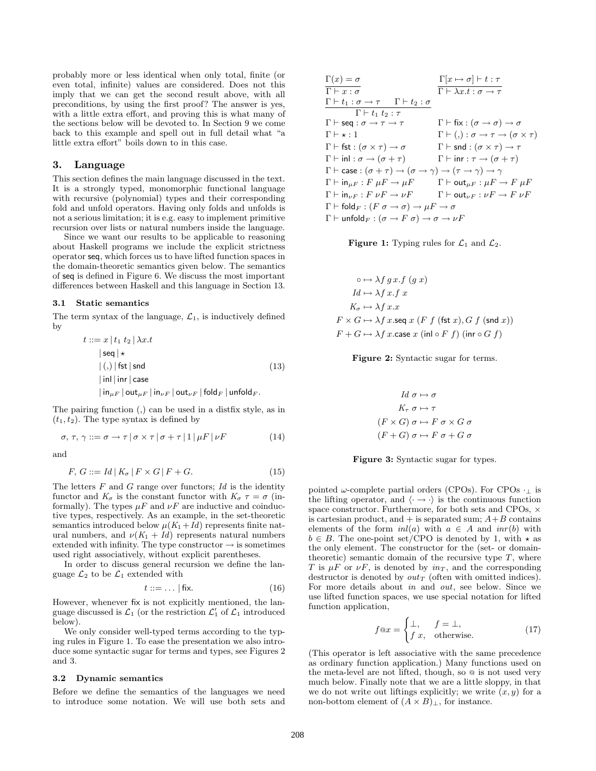probably more or less identical when only total, finite (or even total, infinite) values are considered. Does not this imply that we can get the second result above, with all preconditions, by using the first proof? The answer is yes, with a little extra effort, and proving this is what many of the sections below will be devoted to. In Section 9 we come back to this example and spell out in full detail what "a little extra effort" boils down to in this case.

## 3. Language

This section defines the main language discussed in the text. It is a strongly typed, monomorphic functional language with recursive (polynomial) types and their corresponding fold and unfold operators. Having only folds and unfolds is not a serious limitation; it is e.g. easy to implement primitive recursion over lists or natural numbers inside the language.

Since we want our results to be applicable to reasoning about Haskell programs we include the explicit strictness operator $\mathsf{seq}$, which forces us to have lifted function spaces in the domain-theoretic semantics given below. The semantics of $\mathsf{seq}$ is defined in Figure 6. We discuss the most important differences between Haskell and this language in Section 13.

### 3.1 Static semantics

The term syntax of the language, $\mathcal{L}_1$, is inductively defined by

$$
\begin{aligned}
t ::= {} & x \mid t_1\ t_2 \mid \lambda x.t \\
& \mid \mathsf{seq} \mid \star \\
& \mid (,) \mid \mathsf{fst} \mid \mathsf{snd} \\
& \mid \mathsf{inl} \mid \mathsf{inr} \mid \mathsf{case} \\
& \mid \mathsf{in}_{\mu F} \mid \mathsf{out}_{\mu F} \mid \mathsf{in}_{\nu F} \mid \mathsf{out}_{\nu F} \mid \mathsf{fold}_F \mid \mathsf{unfold}_F.
\end{aligned}
\tag{13}
$$

The pairing function $(,)$ can be used in a distfix style, as in $(t_1, t_2)$. The type syntax is defined by

$$
\sigma, \tau, \gamma ::= \sigma \to \tau \mid \sigma \times \tau \mid \sigma + \tau \mid 1 \mid \mu F \mid \nu F \tag{14}
$$

and

$$
F, G ::= Id \mid K_\sigma \mid F \times G \mid F + G. \tag{15}
$$

The letters $F$ and $G$ range over functors; $Id$ is the identity functor and $K_\sigma$ is the constant functor with $K_\sigma\ \tau = \sigma$ (informally). The types $\mu F$ and $\nu F$ are inductive and coinductive types, respectively. As an example, in the set-theoretic semantics introduced below $\mu(K_1 + Id)$ represents finite natural numbers, and $\nu(K_1 + Id)$ represents natural numbers extended with infinity. The type constructor $\to$ is sometimes used right associatively, without explicit parentheses.

In order to discuss general recursion we define the language $\mathcal{L}_2$ to be $\mathcal{L}_1$ extended with

$$
t ::= \dots \mid \mathsf{fix}. \tag{16}
$$

However, whenever $\mathsf{fix}$ is not explicitly mentioned, the language discussed is $\mathcal{L}_1$ (or the restriction $\mathcal{L}_1'$ of $\mathcal{L}_1$ introduced below).

We only consider well-typed terms according to the typing rules in Figure 1. To ease the presentation we also introduce some syntactic sugar for terms and types, see Figures 2 and 3.

### 3.2 Dynamic semantics

Before we define the semantics of the languages we need to introduce some notation. We will use both sets and

$$
\frac{\Gamma(x) = \sigma}{\Gamma \vdash x : \sigma} \qquad \frac{\Gamma[x \mapsto \sigma] \vdash t : \tau}{\Gamma \vdash \lambda x.t : \sigma \to \tau}
$$

$$
\frac{\Gamma \vdash t_1 : \sigma \to \tau \qquad \Gamma \vdash t_2 : \sigma}{\Gamma \vdash t_1\ t_2 : \tau}
$$

$$
\begin{array}{ll}
\Gamma \vdash \mathsf{seq} : \sigma \to \tau \to \tau & \Gamma \vdash \mathsf{fix} : (\sigma \to \sigma) \to \sigma \\
\Gamma \vdash \star : 1 & \Gamma \vdash (,) : \sigma \to \tau \to (\sigma \times \tau) \\
\Gamma \vdash \mathsf{fst} : (\sigma \times \tau) \to \sigma & \Gamma \vdash \mathsf{snd} : (\sigma \times \tau) \to \tau \\
\Gamma \vdash \mathsf{inl} : \sigma \to (\sigma + \tau) & \Gamma \vdash \mathsf{inr} : \tau \to (\sigma + \tau) \\
\multicolumn{2}{l}{\Gamma \vdash \mathsf{case} : (\sigma + \tau) \to (\sigma \to \gamma) \to (\tau \to \gamma) \to \gamma} \\
\Gamma \vdash \mathsf{in}_{\mu F} : F\ \mu F \to \mu F & \Gamma \vdash \mathsf{out}_{\mu F} : \mu F \to F\ \mu F \\
\Gamma \vdash \mathsf{in}_{\nu F} : F\ \nu F \to \nu F & \Gamma \vdash \mathsf{out}_{\nu F} : \nu F \to F\ \nu F \\
\multicolumn{2}{l}{\Gamma \vdash \mathsf{fold}_F : (F\ \sigma \to \sigma) \to \mu F \to \sigma} \\
\multicolumn{2}{l}{\Gamma \vdash \mathsf{unfold}_F : (\sigma \to F\ \sigma) \to \sigma \to \nu F}
\end{array}
$$

**Figure 1:** Typing rules for $\mathcal{L}_1$ and $\mathcal{L}_2$.

$$
\begin{aligned}
\circ &\mapsto \lambda f\, g\, x.f\ (g\ x) \\
Id &\mapsto \lambda f\, x.f\ x \\
K_\sigma &\mapsto \lambda f\, x.x \\
F \times G &\mapsto \lambda f\, x.\mathsf{seq}\ x\ (F\ f\ (\mathsf{fst}\ x), G\ f\ (\mathsf{snd}\ x)) \\
F + G &\mapsto \lambda f\, x.\mathsf{case}\ x\ (\mathsf{inl} \circ F\ f)\ (\mathsf{inr} \circ G\ f)
\end{aligned}
$$

**Figure 2:** Syntactic sugar for terms.

$$
\begin{aligned}
Id\ \sigma &\mapsto \sigma \\
K_\tau\ \sigma &\mapsto \tau \\
(F \times G)\ \sigma &\mapsto F\ \sigma \times G\ \sigma \\
(F + G)\ \sigma &\mapsto F\ \sigma + G\ \sigma
\end{aligned}
$$

**Figure 3:** Syntactic sugar for types.

pointed $\omega$-complete partial orders (CPOs). For CPOs $\cdot_\bot$ is the lifting operator, and $\langle \cdot \to \cdot \rangle$ is the continuous function space constructor. Furthermore, for both sets and CPOs, $\times$ is cartesian product, and $+$ is separated sum; $A+B$ contains elements of the form $inl(a)$ with $a \in A$ and $inr(b)$ with $b \in B$. The one-point set/CPO is denoted by 1, with $\star$ as the only element. The constructor for the (set- or domain-theoretic) semantic domain of the recursive type $T$, where $T$ is $\mu F$ or $\nu F$, is denoted by $in_T$, and the corresponding destructor is denoted by $out_T$ (often with omitted indices). For more details about $in$ and $out$, see below. Since we use lifted function spaces, we use special notation for lifted function application,

$$
f @ x = \begin{cases} \bot, & f = \bot, \\ f\ x, & \text{otherwise.} \end{cases} \tag{17}
$$

(This operator is left associative with the same precedence as ordinary function application.) Many functions used on the meta-level are not lifted, though, so @ is not used very much below. Finally note that we are a little sloppy, in that we do not write out liftings explicitly; we write $(x, y)$ for a non-bottom element of $(A \times B)_\bot$, for instance.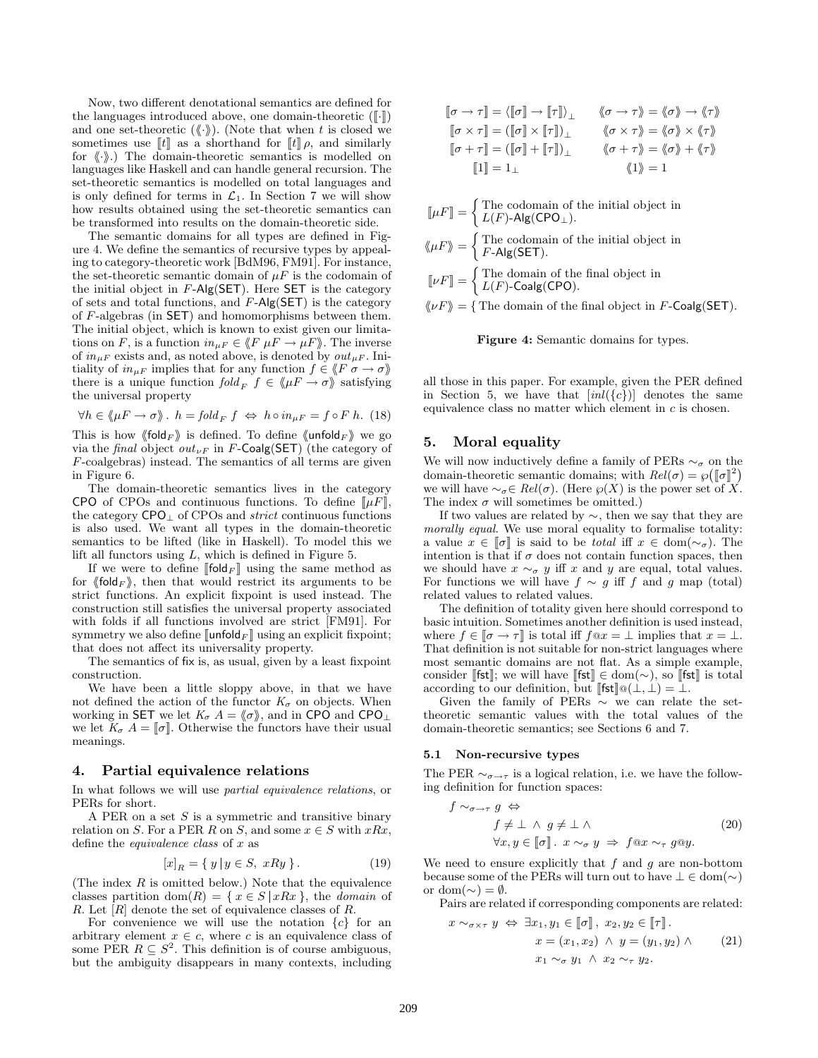Now, two different denotational semantics are defined for the languages introduced above, one domain-theoretic ($[\![\cdot]\!]$) and one set-theoretic ($\langle\!\langle\cdot\rangle\!\rangle$). (Note that when $t$ is closed we sometimes use $[\![t]\!]$ as a shorthand for $[\![t]\!]\rho$, and similarly for $\langle\!\langle\cdot\rangle\!\rangle$.) The domain-theoretic semantics is modelled on languages like Haskell and can handle general recursion. The set-theoretic semantics is modelled on total languages and is only defined for terms in $\mathcal{L}_1$. In Section 7 we will show how results obtained using the set-theoretic semantics can be transformed into results on the domain-theoretic side.

The semantic domains for all types are defined in Figure 4. We define the semantics of recursive types by appealing to category-theoretic work [BdM96, FM91]. For instance, the set-theoretic semantic domain of $\mu F$ is the codomain of the initial object in $F$-$\mathsf{Alg}(\mathsf{SET})$. Here $\mathsf{SET}$ is the category of sets and total functions, and $F$-$\mathsf{Alg}(\mathsf{SET})$ is the category of $F$-algebras (in $\mathsf{SET}$) and homomorphisms between them. The initial object, which is known to exist given our limitations on $F$, is a function $in_{\mu F} \in \langle\!\langle F\ \mu F \to \mu F\rangle\!\rangle$. The inverse of $in_{\mu F}$ exists and, as noted above, is denoted by $out_{\mu F}$. Initiality of $in_{\mu F}$ implies that for any function $f \in \langle\!\langle F\ \sigma \to \sigma\rangle\!\rangle$ there is a unique function $fold_F\ f \in \langle\!\langle \mu F \to \sigma\rangle\!\rangle$ satisfying the universal property

$$\forall h \in \langle\!\langle \mu F \to \sigma\rangle\!\rangle .\ h = fold_F\ f \ \Leftrightarrow\ h \circ in_{\mu F} = f \circ F\ h. \quad (18)$$

This is how $\langle\!\langle \mathsf{fold}_F\rangle\!\rangle$ is defined. To define $\langle\!\langle \mathsf{unfold}_F\rangle\!\rangle$ we go via the *final* object $out_{\nu F}$ in $F$-$\mathsf{Coalg}(\mathsf{SET})$ (the category of $F$-coalgebras) instead. The semantics of all terms are given in Figure 6.

The domain-theoretic semantics lives in the category $\mathsf{CPO}$ of CPOs and continuous functions. To define $[\![\mu F]\!]$, the category $\mathsf{CPO}_\perp$ of CPOs and *strict* continuous functions is also used. We want all types in the domain-theoretic semantics to be lifted (like in Haskell). To model this we lift all functors using $L$, which is defined in Figure 5.

If we were to define $[\![\mathsf{fold}_F]\!]$ using the same method as for $\langle\!\langle \mathsf{fold}_F\rangle\!\rangle$, then that would restrict its arguments to be strict functions. An explicit fixpoint is used instead. The construction still satisfies the universal property associated with folds if all functions involved are strict [FM91]. For symmetry we also define $[\![\mathsf{unfold}_F]\!]$ using an explicit fixpoint; that does not affect its universality property.

The semantics of $\mathsf{fix}$ is, as usual, given by a least fixpoint construction.

We have been a little sloppy above, in that we have not defined the action of the functor $K_\sigma$ on objects. When working in $\mathsf{SET}$ we let $K_\sigma\ A = \langle\!\langle \sigma\rangle\!\rangle$, and in $\mathsf{CPO}$ and $\mathsf{CPO}_\perp$ we let $K_\sigma\ A = [\![\sigma]\!]$. Otherwise the functors have their usual meanings.

## 4. Partial equivalence relations

In what follows we will use *partial equivalence relations*, or PERs for short.

A PER on a set $S$ is a symmetric and transitive binary relation on $S$. For a PER $R$ on $S$, and some $x \in S$ with $xRx$, define the *equivalence class* of $x$ as

$$[x]_R = \{\, y \,|\, y \in S,\ xRy \,\}. \quad (19)$$

(The index $R$ is omitted below.) Note that the equivalence classes partition $\mathrm{dom}(R) = \{\, x \in S \,|\, xRx \,\}$, the *domain* of $R$. Let $[R]$ denote the set of equivalence classes of $R$.

For convenience we will use the notation $\{c\}$ for an arbitrary element $x \in c$, where $c$ is an equivalence class of some PER $R \subseteq S^2$. This definition is of course ambiguous, but the ambiguity disappears in many contexts, including all those in this paper. For example, given the PER defined in Section 5, we have that $[inl(\{c\})]$ denotes the same equivalence class no matter which element in $c$ is chosen.

$$
\begin{aligned}
[\![\sigma \to \tau]\!] &= \langle [\![\sigma]\!] \to [\![\tau]\!] \rangle_\perp & \langle\!\langle \sigma \to \tau\rangle\!\rangle &= \langle\!\langle \sigma\rangle\!\rangle \to \langle\!\langle \tau\rangle\!\rangle \\
[\![\sigma \times \tau]\!] &= ([\![\sigma]\!] \times [\![\tau]\!])_\perp & \langle\!\langle \sigma \times \tau\rangle\!\rangle &= \langle\!\langle \sigma\rangle\!\rangle \times \langle\!\langle \tau\rangle\!\rangle \\
[\![\sigma + \tau]\!] &= ([\![\sigma]\!] + [\![\tau]\!])_\perp & \langle\!\langle \sigma + \tau\rangle\!\rangle &= \langle\!\langle \sigma\rangle\!\rangle + \langle\!\langle \tau\rangle\!\rangle \\
[\![1]\!] &= 1_\perp & \langle\!\langle 1\rangle\!\rangle &= 1
\end{aligned}
$$

$$[\![\mu F]\!] = \begin{cases}\text{The codomain of the initial object in} \\ L(F)\text{-}\mathsf{Alg}(\mathsf{CPO}_\perp).\end{cases}$$

$$\langle\!\langle \mu F\rangle\!\rangle = \begin{cases}\text{The codomain of the initial object in} \\ F\text{-}\mathsf{Alg}(\mathsf{SET}).\end{cases}$$

$$[\![\nu F]\!] = \begin{cases}\text{The domain of the final object in} \\ L(F)\text{-}\mathsf{Coalg}(\mathsf{CPO}).\end{cases}$$

$$\langle\!\langle \nu F\rangle\!\rangle = \{\ \text{The domain of the final object in } F\text{-}\mathsf{Coalg}(\mathsf{SET}).$$

**Figure 4:** Semantic domains for types.

## 5. Moral equality

We will now inductively define a family of PERs $\sim_\sigma$ on the domain-theoretic semantic domains; with $Rel(\sigma) = \wp\big([\![\sigma]\!]^2\big)$ we will have $\sim_\sigma \in Rel(\sigma)$. (Here $\wp(X)$ is the power set of $X$. The index $\sigma$ will sometimes be omitted.)

If two values are related by $\sim$, then we say that they are *morally equal*. We use moral equality to formalise totality: a value $x \in [\![\sigma]\!]$ is said to be *total* iff $x \in \mathrm{dom}(\sim_\sigma)$. The intention is that if $\sigma$ does not contain function spaces, then we should have $x \sim_\sigma y$ iff $x$ and $y$ are equal, total values. For functions we will have $f \sim g$ iff $f$ and $g$ map (total) related values to related values.

The definition of totality given here should correspond to basic intuition. Sometimes another definition is used instead, where $f \in [\![\sigma \to \tau]\!]$ is total iff $f @ x = \perp$ implies that $x = \perp$. That definition is not suitable for non-strict languages where most semantic domains are not flat. As a simple example, consider $[\![\mathsf{fst}]\!]$; we will have $[\![\mathsf{fst}]\!] \in \mathrm{dom}(\sim)$, so $[\![\mathsf{fst}]\!]$ is total according to our definition, but $[\![\mathsf{fst}]\!] @ (\perp, \perp) = \perp$.

Given the family of PERs $\sim$ we can relate the set-theoretic semantic values with the total values of the domain-theoretic semantics; see Sections 6 and 7.

### 5.1 Non-recursive types

The PER $\sim_{\sigma\to\tau}$ is a logical relation, i.e. we have the following definition for function spaces:

$$
\begin{aligned}
f \sim_{\sigma\to\tau} g \ \Leftrightarrow& \\
& f \neq \perp \ \wedge\ g \neq \perp\ \wedge \\
& \forall x, y \in [\![\sigma]\!] .\ x \sim_\sigma y \ \Rightarrow\ f @ x \sim_\tau g @ y.
\end{aligned} \quad (20)
$$

We need to ensure explicitly that $f$ and $g$ are non-bottom because some of the PERs will turn out to have $\perp \in \mathrm{dom}(\sim)$ or $\mathrm{dom}(\sim) = \emptyset$.

Pairs are related if corresponding components are related:

$$
\begin{aligned}
x \sim_{\sigma\times\tau} y \ \Leftrightarrow\ & \exists x_1, y_1 \in [\![\sigma]\!],\ x_2, y_2 \in [\![\tau]\!] . \\
& x = (x_1, x_2) \ \wedge\ y = (y_1, y_2)\ \wedge \\
& x_1 \sim_\sigma y_1 \ \wedge\ x_2 \sim_\tau y_2.
\end{aligned} \quad (21)
$$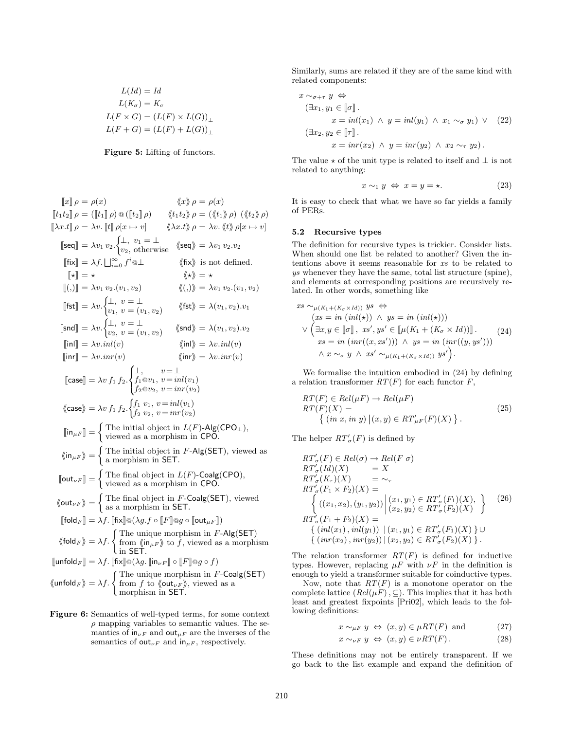$$
\begin{aligned}
L(Id) &= Id \\
L(K_\sigma) &= K_\sigma \\
L(F \times G) &= (L(F) \times L(G))_\perp \\
L(F + G) &= (L(F) + L(G))_\perp
\end{aligned}
$$

**Figure 5:** Lifting of functors.

$$
\begin{array}{ll}
[\![x]\!]\,\rho = \rho(x) & \langle\!\langle x \rangle\!\rangle\,\rho = \rho(x) \\
[\![t_1 t_2]\!]\,\rho = ([\![t_1]\!]\,\rho)\,@\,([\![t_2]\!]\,\rho) & \langle\!\langle t_1 t_2 \rangle\!\rangle\,\rho = (\langle\!\langle t_1 \rangle\!\rangle\,\rho)\;(\langle\!\langle t_2 \rangle\!\rangle\,\rho) \\
[\![\lambda x.t]\!]\,\rho = \lambda v.\,[\![t]\!]\,\rho[x \mapsto v] & \langle\!\langle \lambda x.t \rangle\!\rangle\,\rho = \lambda v.\,\langle\!\langle t \rangle\!\rangle\,\rho[x \mapsto v] \\
[\![\mathsf{seq}]\!] = \lambda v_1\, v_2. \begin{cases} \perp, & v_1 = \perp \\ v_2, & \text{otherwise} \end{cases} & \langle\!\langle \mathsf{seq} \rangle\!\rangle = \lambda v_1\, v_2. v_2 \\
[\![\mathsf{fix}]\!] = \lambda f. \bigsqcup_{i=0}^{\infty} f^i @ \perp & \langle\!\langle \mathsf{fix} \rangle\!\rangle \text{ is not defined.} \\
[\![\star]\!] = \star & \langle\!\langle \star \rangle\!\rangle = \star \\
[\![(,)]\!] = \lambda v_1\, v_2.(v_1, v_2) & \langle\!\langle (,) \rangle\!\rangle = \lambda v_1\, v_2.(v_1, v_2) \\
[\![\mathsf{fst}]\!] = \lambda v. \begin{cases} \perp, & v = \perp \\ v_1, & v = (v_1, v_2) \end{cases} & \langle\!\langle \mathsf{fst} \rangle\!\rangle = \lambda (v_1, v_2).v_1 \\
[\![\mathsf{snd}]\!] = \lambda v. \begin{cases} \perp, & v = \perp \\ v_2, & v = (v_1, v_2) \end{cases} & \langle\!\langle \mathsf{snd} \rangle\!\rangle = \lambda (v_1, v_2).v_2 \\
[\![\mathsf{inl}]\!] = \lambda v. inl(v) & \langle\!\langle \mathsf{inl} \rangle\!\rangle = \lambda v. inl(v) \\
[\![\mathsf{inr}]\!] = \lambda v. inr(v) & \langle\!\langle \mathsf{inr} \rangle\!\rangle = \lambda v. inr(v)
\end{array}
$$

$$
[\![\mathsf{case}]\!] = \lambda v\, f_1\, f_2. \begin{cases} \perp, & v = \perp \\ f_1 @ v_1, & v = inl(v_1) \\ f_2 @ v_2, & v = inr(v_2) \end{cases}
$$

$$
\langle\!\langle \mathsf{case} \rangle\!\rangle = \lambda v\, f_1\, f_2. \begin{cases} f_1\; v_1, & v = inl(v_1) \\ f_2\; v_2, & v = inr(v_2) \end{cases}
$$

$$
[\![\mathsf{in}_{\mu F}]\!] = \left\{ \begin{array}{l} \text{The initial object in } L(F)\text{-}\mathsf{Alg}(\mathsf{CPO}_\perp), \\ \text{viewed as a morphism in } \mathsf{CPO}. \end{array} \right.
$$

$$
\langle\!\langle \mathsf{in}_{\mu F} \rangle\!\rangle = \left\{ \begin{array}{l} \text{The initial object in } F\text{-}\mathsf{Alg}(\mathsf{SET}), \text{ viewed as} \\ \text{a morphism in } \mathsf{SET}. \end{array} \right.
$$

$$
[\![\mathsf{out}_{\nu F}]\!] = \left\{ \begin{array}{l} \text{The final object in } L(F)\text{-}\mathsf{Coalg}(\mathsf{CPO}), \\ \text{viewed as a morphism in } \mathsf{CPO}. \end{array} \right.
$$

$$
\langle\!\langle \mathsf{out}_{\nu F} \rangle\!\rangle = \left\{ \begin{array}{l} \text{The final object in } F\text{-}\mathsf{Coalg}(\mathsf{SET}), \text{ viewed} \\ \text{as a morphism in } \mathsf{SET}. \end{array} \right.
$$

$$
[\![\mathsf{fold}_F]\!] = \lambda f.\, [\![\mathsf{fix}]\!] @ (\lambda g. f \circ [\![F]\!] @ g \circ [\![\mathsf{out}_{\mu F}]\!])
$$

$$
\langle\!\langle \mathsf{fold}_F \rangle\!\rangle = \lambda f. \left\{ \begin{array}{l} \text{The unique morphism in } F\text{-}\mathsf{Alg}(\mathsf{SET}) \\ \text{from } \langle\!\langle \mathsf{in}_{\mu F} \rangle\!\rangle \text{ to } f, \text{ viewed as a morphism} \\ \text{in } \mathsf{SET}. \end{array} \right.
$$

$$
[\![\mathsf{unfold}_F]\!] = \lambda f.\, [\![\mathsf{fix}]\!] @ (\lambda g. [\![\mathsf{in}_{\nu F}]\!] \circ [\![F]\!] @ g \circ f)
$$

$$
\langle\!\langle \mathsf{unfold}_F \rangle\!\rangle = \lambda f. \left\{ \begin{array}{l} \text{The unique morphism in } F\text{-}\mathsf{Coalg}(\mathsf{SET}) \\ \text{from } f \text{ to } \langle\!\langle \mathsf{out}_{\nu F} \rangle\!\rangle, \text{ viewed as a} \\ \text{morphism in } \mathsf{SET}. \end{array} \right.
$$

**Figure 6:** Semantics of well-typed terms, for some context $\rho$ mapping variables to semantic values. The semantics of $\mathsf{in}_{\nu F}$ and $\mathsf{out}_{\mu F}$ are the inverses of the semantics of $\mathsf{out}_{\nu F}$ and $\mathsf{in}_{\mu F}$, respectively.

Similarly, sums are related if they are of the same kind with related components:

$$
\begin{aligned}
& x \sim_{\sigma+\tau} y \;\Leftrightarrow \\
& \quad (\exists x_1, y_1 \in [\![\sigma]\!]\,. \\
& \qquad x = inl(x_1) \;\wedge\; y = inl(y_1) \;\wedge\; x_1 \sim_\sigma y_1) \;\vee \\
& \quad (\exists x_2, y_2 \in [\![\tau]\!]\,. \\
& \qquad x = inr(x_2) \;\wedge\; y = inr(y_2) \;\wedge\; x_2 \sim_\tau y_2)\,.
\end{aligned} \tag{22}
$$

The value $\star$ of the unit type is related to itself and $\perp$ is not related to anything:

$$
x \sim_1 y \;\Leftrightarrow\; x = y = \star. \tag{23}
$$

It is easy to check that what we have so far yields a family of PERs.

### 5.2 Recursive types

The definition for recursive types is trickier. Consider lists. When should one list be related to another? Given the intentions above it seems reasonable for $xs$ to be related to $ys$ whenever they have the same, total list structure (spine), and elements at corresponding positions are recursively related. In other words, something like

$$
\begin{aligned}
& xs \sim_{\mu(K_1 + (K_\sigma \times Id))} ys \;\Leftrightarrow \\
& \quad (xs = in\;(inl(\star)) \;\wedge\; ys = in\;(inl(\star))) \\
& \quad \vee \Big(\exists x, y \in [\![\sigma]\!]\,,\; xs', ys' \in [\![\mu(K_1 + (K_\sigma \times Id))]\!]\,. \\
& \qquad xs = in\;(inr((x, xs'))) \;\wedge\; ys = in\;(inr((y, ys'))) \\
& \qquad \wedge\; x \sim_\sigma y \;\wedge\; xs' \sim_{\mu(K_1 + (K_\sigma \times Id))} ys'\Big).
\end{aligned} \tag{24}
$$

We formalise the intuition embodied in (24) by defining a relation transformer $RT(F)$ for each functor $F$,

$$
\begin{aligned}
& RT(F) \in Rel(\mu F) \to Rel(\mu F) \\
& RT(F)(X) = \\
& \qquad \{\, (in\;x, in\;y) \,|\, (x, y) \in RT'_{\mu F}(F)(X) \,\}\,.
\end{aligned} \tag{25}
$$

The helper $RT'_\sigma(F)$ is defined by

$$
\begin{aligned}
& RT'_\sigma(F) \in Rel(\sigma) \to Rel(F\;\sigma) \\
& RT'_\sigma(Id)(X) \qquad = X \\
& RT'_\sigma(K_\tau)(X) \qquad = \sim_\tau \\
& RT'_\sigma(F_1 \times F_2)(X) = \\
& \quad \left\{ ((x_1, x_2), (y_1, y_2)) \,\middle|\, \begin{array}{l} (x_1, y_1) \in RT'_\sigma(F_1)(X), \\ (x_2, y_2) \in RT'_\sigma(F_2)(X) \end{array} \right\} \\
& RT'_\sigma(F_1 + F_2)(X) = \\
& \quad \{\, (inl(x_1)\,, inl(y_1)) \;\,|\, (x_1, y_1) \in RT'_\sigma(F_1)(X) \,\} \cup \\
& \quad \{\, (inr(x_2)\,, inr(y_2)) \,|\, (x_2, y_2) \in RT'_\sigma(F_2)(X) \,\}\,.
\end{aligned} \tag{26}
$$

The relation transformer $RT(F)$ is defined for inductive types. However, replacing $\mu F$ with $\nu F$ in the definition is enough to yield a transformer suitable for coinductive types.

Now, note that $RT(F)$ is a monotone operator on the complete lattice $(Rel(\mu F)\,, \subseteq)$. This implies that it has both least and greatest fixpoints [Pri02], which leads to the following definitions:

$$
x \sim_{\mu F} y \;\Leftrightarrow\; (x, y) \in \mu RT(F) \;\text{ and} \tag{27}
$$

$$
x \sim_{\nu F} y \;\Leftrightarrow\; (x, y) \in \nu RT(F)\,. \tag{28}
$$

These definitions may not be entirely transparent. If we go back to the list example and expand the definition of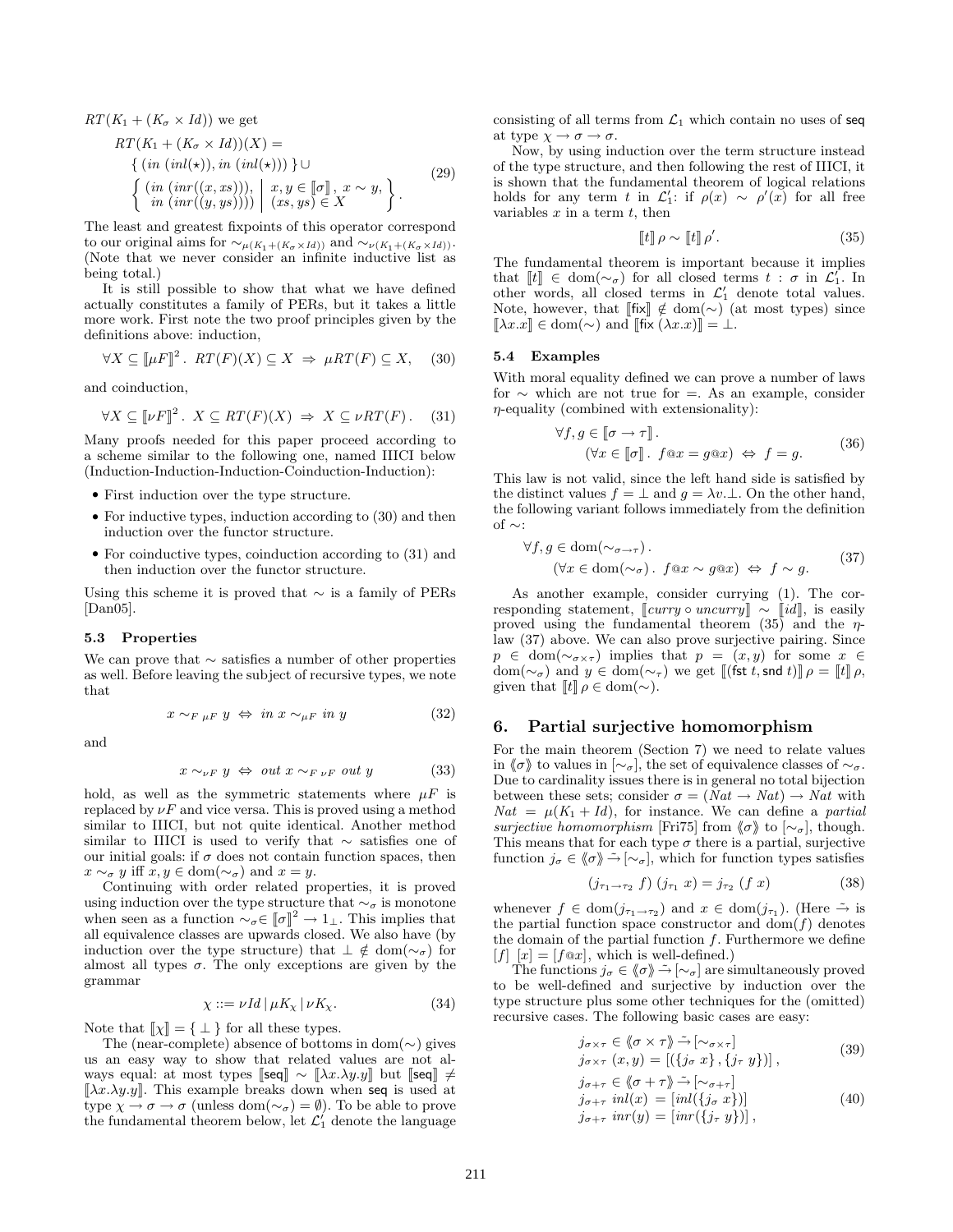$RT(K_1 + (K_\sigma \times Id))$ we get

$$
\begin{aligned}
&RT(K_1 + (K_\sigma \times Id))(X) = \\
&\{ (in\ (inl(\star)), in\ (inl(\star))) \} \cup \\
&\left\{ \begin{array}{l} (in\ (inr((x, xs))), \\ \ in\ (inr((y, ys)))) \end{array} \middle| \begin{array}{l} x, y \in [\![\sigma]\!],\ x \sim y, \\ (xs, ys) \in X \end{array} \right\}.
\end{aligned} \tag{29}
$$

The least and greatest fixpoints of this operator correspond to our original aims for $\sim_{\mu(K_1+(K_\sigma \times Id))}$ and $\sim_{\nu(K_1+(K_\sigma \times Id))}$. (Note that we never consider an infinite inductive list as being total.)

It is still possible to show that what we have defined actually constitutes a family of PERs, but it takes a little more work. First note the two proof principles given by the definitions above: induction,

$$
\forall X \subseteq [\![\mu F]\!]^2 .\ RT(F)(X) \subseteq X \ \Rightarrow\ \mu RT(F) \subseteq X, \tag{30}
$$

and coinduction,

$$
\forall X \subseteq [\![\nu F]\!]^2 .\ X \subseteq RT(F)(X) \ \Rightarrow\ X \subseteq \nu RT(F). \tag{31}
$$

Many proofs needed for this paper proceed according to a scheme similar to the following one, named IIICI below (Induction-Induction-Induction-Coinduction-Induction):

- First induction over the type structure.
- For inductive types, induction according to (30) and then induction over the functor structure.
- For coinductive types, coinduction according to (31) and then induction over the functor structure.

Using this scheme it is proved that $\sim$ is a family of PERs [Dan05].

### 5.3 Properties

We can prove that $\sim$ satisfies a number of other properties as well. Before leaving the subject of recursive types, we note that

$$
x \sim_{F\ \mu F} y \ \Leftrightarrow\ in\ x \sim_{\mu F} in\ y \tag{32}
$$

and

$$
x \sim_{\nu F} y \ \Leftrightarrow\ out\ x \sim_{F\ \nu F} out\ y \tag{33}
$$

hold, as well as the symmetric statements where $\mu F$ is replaced by $\nu F$ and vice versa. This is proved using a method similar to IIICI, but not quite identical. Another method similar to IIICI is used to verify that $\sim$ satisfies one of our initial goals: if $\sigma$ does not contain function spaces, then $x \sim_\sigma y$ iff $x, y \in \mathrm{dom}(\sim_\sigma)$ and $x = y$.

Continuing with order related properties, it is proved using induction over the type structure that $\sim_\sigma$ is monotone when seen as a function $\sim_\sigma \in [\![\sigma]\!]^2 \to 1_\perp$. This implies that all equivalence classes are upwards closed. We also have (by induction over the type structure) that $\perp \notin \mathrm{dom}(\sim_\sigma)$ for almost all types $\sigma$. The only exceptions are given by the grammar

$$
\chi ::= \nu Id \mid \mu K_\chi \mid \nu K_\chi. \tag{34}
$$

Note that $[\![\chi]\!] = \{ \perp \}$ for all these types.

The (near-complete) absence of bottoms in dom($\sim$) gives us an easy way to show that related values are not always equal: at most types $[\![\mathsf{seq}]\!] \sim [\![\lambda x.\lambda y.y]\!]$ but $[\![\mathsf{seq}]\!] \neq [\![\lambda x.\lambda y.y]\!]$. This example breaks down when $\mathsf{seq}$ is used at type $\chi \to \sigma \to \sigma$ (unless $\mathrm{dom}(\sim_\sigma) = \emptyset$). To be able to prove the fundamental theorem below, let $\mathcal{L}_1'$ denote the language consisting of all terms from $\mathcal{L}_1$ which contain no uses of $\mathsf{seq}$ at type $\chi \to \sigma \to \sigma$.

Now, by using induction over the term structure instead of the type structure, and then following the rest of IIICI, it is shown that the fundamental theorem of logical relations holds for any term $t$ in $\mathcal{L}_1'$: if $\rho(x) \sim \rho'(x)$ for all free variables $x$ in a term $t$, then

$$
[\![t]\!]\,\rho \sim [\![t]\!]\,\rho'. \tag{35}
$$

The fundamental theorem is important because it implies that $[\![t]\!] \in \mathrm{dom}(\sim_\sigma)$ for all closed terms $t : \sigma$ in $\mathcal{L}_1'$. In other words, all closed terms in $\mathcal{L}_1'$ denote total values. Note, however, that $[\![\mathsf{fix}]\!] \notin \mathrm{dom}(\sim)$ (at most types) since $[\![\lambda x.x]\!] \in \mathrm{dom}(\sim)$ and $[\![\mathsf{fix}\ (\lambda x.x)]\!] = \perp$.

### 5.4 Examples

With moral equality defined we can prove a number of laws for $\sim$ which are not true for $=$. As an example, consider $\eta$-equality (combined with extensionality):

$$
\begin{aligned}
&\forall f, g \in [\![\sigma \to \tau]\!]. \\
&\qquad (\forall x \in [\![\sigma]\!].\ f @ x = g @ x) \ \Leftrightarrow\ f = g.
\end{aligned} \tag{36}
$$

This law is not valid, since the left hand side is satisfied by the distinct values $f = \perp$ and $g = \lambda v.\perp$. On the other hand, the following variant follows immediately from the definition of $\sim$:

$$
\begin{aligned}
&\forall f, g \in \mathrm{dom}(\sim_{\sigma \to \tau}). \\
&\qquad (\forall x \in \mathrm{dom}(\sim_\sigma).\ f @ x \sim g @ x) \ \Leftrightarrow\ f \sim g.
\end{aligned} \tag{37}
$$

As another example, consider currying (1). The corresponding statement, $[\![curry \circ uncurry]\!] \sim [\![id]\!]$, is easily proved using the fundamental theorem (35) and the $\eta$-law (37) above. We can also prove surjective pairing. Since $p \in \mathrm{dom}(\sim_{\sigma \times \tau})$ implies that $p = (x, y)$ for some $x \in \mathrm{dom}(\sim_\sigma)$ and $y \in \mathrm{dom}(\sim_\tau)$ we get $[\![(\mathsf{fst}\ t, \mathsf{snd}\ t)]\!]\,\rho = [\![t]\!]\,\rho$, given that $[\![t]\!]\,\rho \in \mathrm{dom}(\sim)$.

## 6. Partial surjective homomorphism

For the main theorem (Section 7) we need to relate values in $\langle\!\langle \sigma \rangle\!\rangle$ to values in $[\sim_\sigma]$, the set of equivalence classes of $\sim_\sigma$. Due to cardinality issues there is in general no total bijection between these sets; consider $\sigma = (Nat \to Nat) \to Nat$ with $Nat = \mu(K_1 + Id)$, for instance. We can define a *partial surjective homomorphism* [Fri75] from $\langle\!\langle \sigma \rangle\!\rangle$ to $[\sim_\sigma]$, though. This means that for each type $\sigma$ there is a partial, surjective function $j_\sigma \in \langle\!\langle \sigma \rangle\!\rangle \xrightarrow{\sim} [\sim_\sigma]$, which for function types satisfies

$$
(j_{\tau_1 \to \tau_2}\ f)\ (j_{\tau_1}\ x) = j_{\tau_2}\ (f\ x) \tag{38}
$$

whenever $f \in \mathrm{dom}(j_{\tau_1 \to \tau_2})$ and $x \in \mathrm{dom}(j_{\tau_1})$. (Here $\xrightarrow{\sim}$ is the partial function space constructor and $\mathrm{dom}(f)$ denotes the domain of the partial function $f$. Furthermore we define $[f]\ \ [x] = [f @ x]$, which is well-defined.)

The functions $j_\sigma \in \langle\!\langle \sigma \rangle\!\rangle \xrightarrow{\sim} [\sim_\sigma]$ are simultaneously proved to be well-defined and surjective by induction over the type structure plus some other techniques for the (omitted) recursive cases. The following basic cases are easy:

$$
\begin{aligned}
&j_{\sigma \times \tau} \in \langle\!\langle \sigma \times \tau \rangle\!\rangle \xrightarrow{\sim} [\sim_{\sigma \times \tau}] \\
&j_{\sigma \times \tau}\ (x, y) = [(\{j_\sigma\ x\}, \{j_\tau\ y\})],
\end{aligned} \tag{39}
$$

$$
\begin{aligned}
&j_{\sigma + \tau} \in \langle\!\langle \sigma + \tau \rangle\!\rangle \xrightarrow{\sim} [\sim_{\sigma + \tau}] \\
&j_{\sigma + \tau}\ inl(x) = [inl(\{j_\sigma\ x\})] \\
&j_{\sigma + \tau}\ inr(y) = [inr(\{j_\tau\ y\})],
\end{aligned} \tag{40}
$$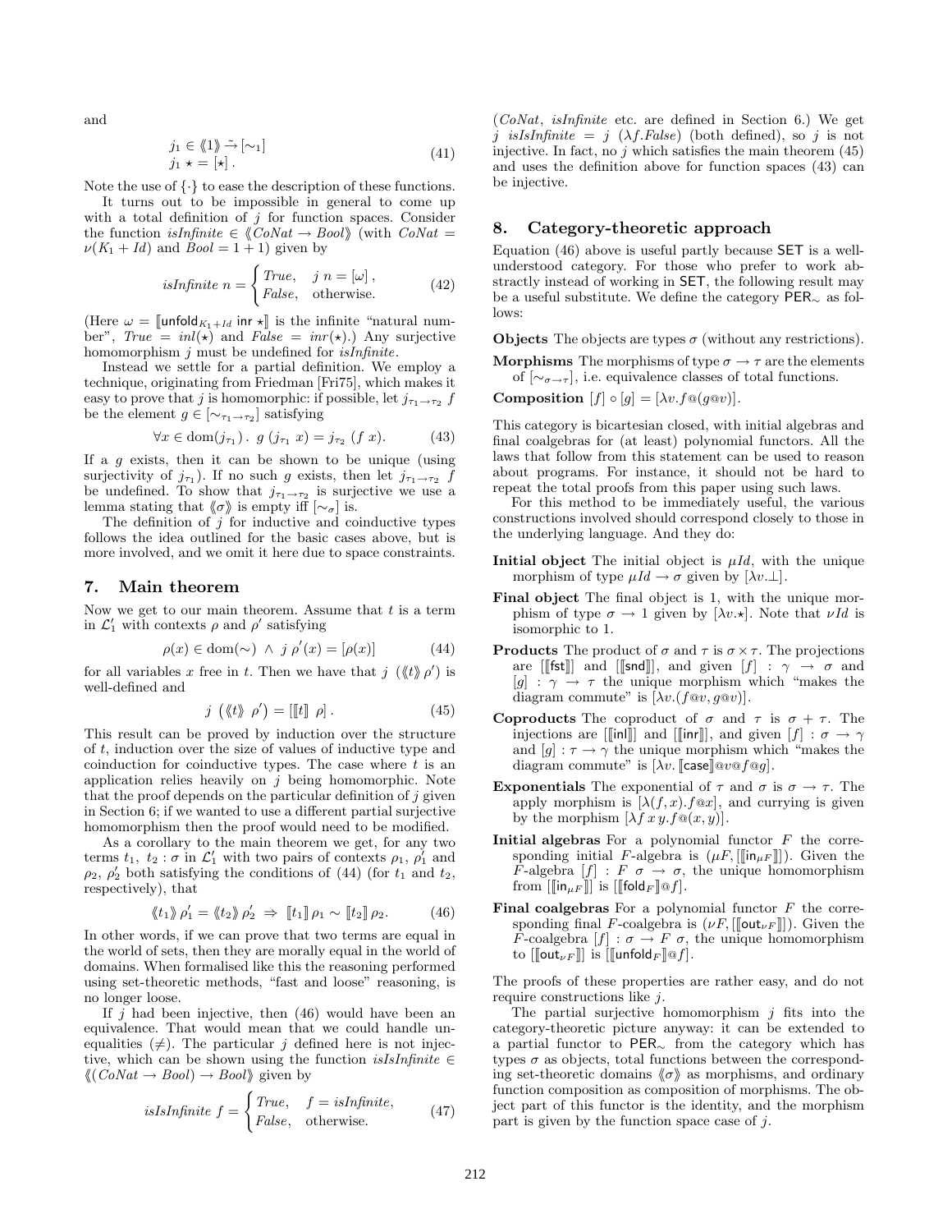and

$$j_1 \in \langle\!\langle 1 \rangle\!\rangle \xrightarrow{\sim} [\sim_1]$$
$$j_1 \star = [\star]. \tag{41}$$

Note the use of $\{\cdot\}$ to ease the description of these functions.

It turns out to be impossible in general to come up with a total definition of $j$ for function spaces. Consider the function $isInfinite \in \langle\!\langle CoNat \to Bool \rangle\!\rangle$ (with $CoNat = \nu(K_1 + Id)$ and $Bool = 1 + 1$) given by

$$isInfinite\ n = \begin{cases} True, & j\ n = [\omega], \\ False, & \text{otherwise.} \end{cases} \tag{42}$$

(Here $\omega = [\![\mathsf{unfold}_{K_1+Id}\ \mathsf{inr}\ \star]\!]$ is the infinite "natural number", $True = inl(\star)$ and $False = inr(\star)$.) Any surjective homomorphism $j$ must be undefined for *isInfinite*.

Instead we settle for a partial definition. We employ a technique, originating from Friedman [Fri75], which makes it easy to prove that $j$ is homomorphic: if possible, let $j_{\tau_1 \to \tau_2}\ f$ be the element $g \in [\sim_{\tau_1 \to \tau_2}]$ satisfying

$$\forall x \in \mathrm{dom}(j_{\tau_1}).\ g\ (j_{\tau_1}\ x) = j_{\tau_2}\ (f\ x). \tag{43}$$

If a $g$ exists, then it can be shown to be unique (using surjectivity of $j_{\tau_1}$). If no such $g$ exists, then let $j_{\tau_1 \to \tau_2}\ f$ be undefined. To show that $j_{\tau_1 \to \tau_2}$ is surjective we use a lemma stating that $\langle\!\langle \sigma \rangle\!\rangle$ is empty iff $[\sim_\sigma]$ is.

The definition of $j$ for inductive and coinductive types follows the idea outlined for the basic cases above, but is more involved, and we omit it here due to space constraints.

## 7. Main theorem

Now we get to our main theorem. Assume that $t$ is a term in $\mathcal{L}'_1$ with contexts $\rho$ and $\rho'$ satisfying

$$\rho(x) \in \mathrm{dom}(\sim)\ \wedge\ j\ \rho'(x) = [\rho(x)] \tag{44}$$

for all variables $x$ free in $t$. Then we have that $j\ (\langle\!\langle t \rangle\!\rangle\ \rho')$ is well-defined and

$$j\ (\langle\!\langle t \rangle\!\rangle\ \rho') = [[\![t]\!]\ \rho]. \tag{45}$$

This result can be proved by induction over the structure of $t$, induction over the size of values of inductive type and coinduction for coinductive types. The case where $t$ is an application relies heavily on $j$ being homomorphic. Note that the proof depends on the particular definition of $j$ given in Section 6; if we wanted to use a different partial surjective homomorphism then the proof would need to be modified.

As a corollary to the main theorem we get, for any two terms $t_1,\ t_2 : \sigma$ in $\mathcal{L}'_1$ with two pairs of contexts $\rho_1$, $\rho'_1$ and $\rho_2$, $\rho'_2$ both satisfying the conditions of (44) (for $t_1$ and $t_2$, respectively), that

$$\langle\!\langle t_1 \rangle\!\rangle\ \rho'_1 = \langle\!\langle t_2 \rangle\!\rangle\ \rho'_2\ \Rightarrow\ [\![t_1]\!]\ \rho_1 \sim [\![t_2]\!]\ \rho_2. \tag{46}$$

In other words, if we can prove that two terms are equal in the world of sets, then they are morally equal in the world of domains. When formalised like this the reasoning performed using set-theoretic methods, "fast and loose" reasoning, is no longer loose.

If $j$ had been injective, then (46) would have been an equivalence. That would mean that we could handle unequalities ($\neq$). The particular $j$ defined here is not injective, which can be shown using the function $isIsInfinite \in \langle\!\langle (CoNat \to Bool) \to Bool \rangle\!\rangle$ given by

$$isIsInfinite\ f = \begin{cases} True, & f = isInfinite, \\ False, & \text{otherwise.} \end{cases} \tag{47}$$

(*CoNat*, *isInfinite* etc. are defined in Section 6.) We get $j\ isIsInfinite = j\ (\lambda f. False)$ (both defined), so $j$ is not injective. In fact, no $j$ which satisfies the main theorem (45) and uses the definition above for function spaces (43) can be injective.

## 8. Category-theoretic approach

Equation (46) above is useful partly because SET is a well-understood category. For those who prefer to work abstractly instead of working in SET, the following result may be a useful substitute. We define the category $\mathsf{PER}_\sim$ as follows:

**Objects** The objects are types $\sigma$ (without any restrictions).

**Morphisms** The morphisms of type $\sigma \to \tau$ are the elements of $[\sim_{\sigma \to \tau}]$, i.e. equivalence classes of total functions.

**Composition** $[f] \circ [g] = [\lambda v. f @ (g @ v)]$.

This category is bicartesian closed, with initial algebras and final coalgebras for (at least) polynomial functors. All the laws that follow from this statement can be used to reason about programs. For instance, it should not be hard to repeat the total proofs from this paper using such laws.

For this method to be immediately useful, the various constructions involved should correspond closely to those in the underlying language. And they do:

**Initial object** The initial object is $\mu Id$, with the unique morphism of type $\mu Id \to \sigma$ given by $[\lambda v. \bot]$.

**Final object** The final object is 1, with the unique morphism of type $\sigma \to 1$ given by $[\lambda v. \star]$. Note that $\nu Id$ is isomorphic to 1.

**Products** The product of $\sigma$ and $\tau$ is $\sigma \times \tau$. The projections are $[[\![\mathsf{fst}]\!]]$ and $[[\![\mathsf{snd}]\!]]$, and given $[f] : \gamma \to \sigma$ and $[g] : \gamma \to \tau$ the unique morphism which "makes the diagram commute" is $[\lambda v. (f @ v, g @ v)]$.

**Coproducts** The coproduct of $\sigma$ and $\tau$ is $\sigma + \tau$. The injections are $[[\![\mathsf{inl}]\!]]$ and $[[\![\mathsf{inr}]\!]]$, and given $[f] : \sigma \to \gamma$ and $[g] : \tau \to \gamma$ the unique morphism which "makes the diagram commute" is $[\lambda v. [\![\mathsf{case}]\!] @ v @ f @ g]$.

**Exponentials** The exponential of $\tau$ and $\sigma$ is $\sigma \to \tau$. The apply morphism is $[\lambda(f, x). f @ x]$, and currying is given by the morphism $[\lambda f\, x\, y. f @ (x, y)]$.

**Initial algebras** For a polynomial functor $F$ the corresponding initial $F$-algebra is $(\mu F, [[\![\mathsf{in}_{\mu F}]\!]])$. Given the $F$-algebra $[f] : F\ \sigma \to \sigma$, the unique homomorphism from $[[\![\mathsf{in}_{\mu F}]\!]]$ is $[[\![\mathsf{fold}_F]\!] @ f]$.

**Final coalgebras** For a polynomial functor $F$ the corresponding final $F$-coalgebra is $(\nu F, [[\![\mathsf{out}_{\nu F}]\!]])$. Given the $F$-coalgebra $[f] : \sigma \to F\ \sigma$, the unique homomorphism to $[[\![\mathsf{out}_{\nu F}]\!]]$ is $[[\![\mathsf{unfold}_F]\!] @ f]$.

The proofs of these properties are rather easy, and do not require constructions like $j$.

The partial surjective homomorphism $j$ fits into the category-theoretic picture anyway: it can be extended to a partial functor to $\mathsf{PER}_\sim$ from the category which has types $\sigma$ as objects, total functions between the corresponding set-theoretic domains $\langle\!\langle \sigma \rangle\!\rangle$ as morphisms, and ordinary function composition as composition of morphisms. The object part of this functor is the identity, and the morphism part is given by the function space case of $j$.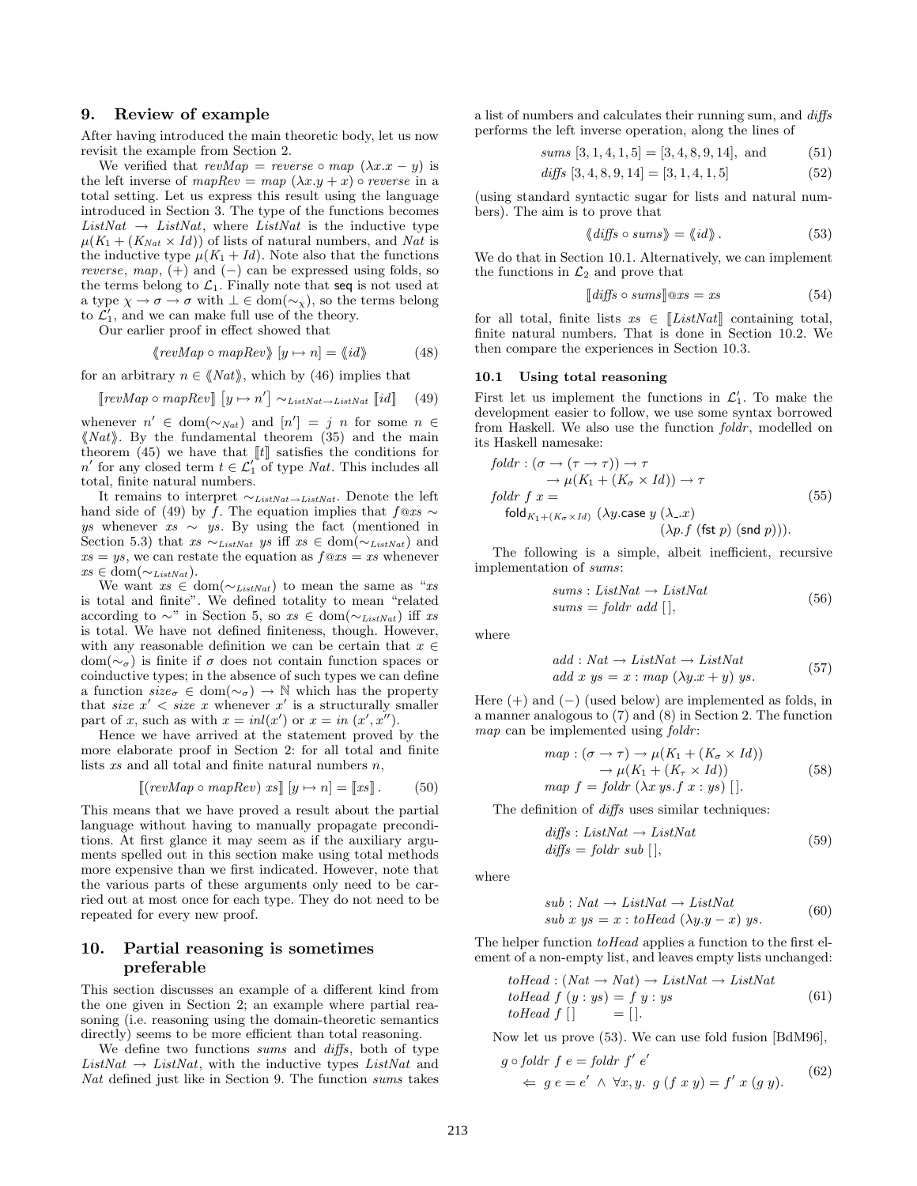## 9. Review of example

After having introduced the main theoretic body, let us now revisit the example from Section 2.

We verified that $revMap = reverse \circ map\ (\lambda x.x - y)$ is the left inverse of $mapRev = map\ (\lambda x.y + x) \circ reverse$ in a total setting. Let us express this result using the language introduced in Section 3. The type of the functions becomes $ListNat \to ListNat$, where $ListNat$ is the inductive type $\mu(K_1 + (K_{Nat} \times Id))$ of lists of natural numbers, and $Nat$ is the inductive type $\mu(K_1 + Id)$. Note also that the functions $reverse$, $map$, $(+)$ and $(-)$ can be expressed using folds, so the terms belong to $\mathcal{L}_1$. Finally note that $\mathsf{seq}$ is not used at a type $\chi \to \sigma \to \sigma$ with $\bot \in \mathrm{dom}(\sim_\chi)$, so the terms belong to $\mathcal{L}_1'$, and we can make full use of the theory.

Our earlier proof in effect showed that

$$\langle\!\langle revMap \circ mapRev \rangle\!\rangle\,[y \mapsto n] = \langle\!\langle id \rangle\!\rangle \tag{48}$$

for an arbitrary $n \in \langle\!\langle Nat \rangle\!\rangle$, which by (46) implies that

$$[\![ revMap \circ mapRev ]\!]\,\left[y \mapsto n'\right] \sim_{ListNat \to ListNat} [\![ id ]\!] \tag{49}$$

whenever $n' \in \mathrm{dom}(\sim_{Nat})$ and $[n'] = j\ n$ for some $n \in \langle\!\langle Nat \rangle\!\rangle$. By the fundamental theorem (35) and the main theorem (45) we have that $[\![t]\!]$ satisfies the conditions for $n'$ for any closed term $t \in \mathcal{L}_1'$ of type $Nat$. This includes all total, finite natural numbers.

It remains to interpret $\sim_{ListNat \to ListNat}$. Denote the left hand side of (49) by $f$. The equation implies that $f@xs \sim ys$ whenever $xs \sim ys$. By using the fact (mentioned in Section 5.3) that $xs \sim_{ListNat} ys$ iff $xs \in \mathrm{dom}(\sim_{ListNat})$ and $xs = ys$, we can restate the equation as $f@xs = xs$ whenever $xs \in \mathrm{dom}(\sim_{ListNat})$.

We want $xs \in \mathrm{dom}(\sim_{ListNat})$ to mean the same as "$xs$ is total and finite". We defined totality to mean "related according to $\sim$" in Section 5, so $xs \in \mathrm{dom}(\sim_{ListNat})$ iff $xs$ is total. We have not defined finiteness, though. However, with any reasonable definition we can be certain that $x \in \mathrm{dom}(\sim_\sigma)$ is finite if $\sigma$ does not contain function spaces or coinductive types; in the absence of such types we can define a function $size_\sigma \in \mathrm{dom}(\sim_\sigma) \to \mathbb{N}$ which has the property that $size\ x' < size\ x$ whenever $x'$ is a structurally smaller part of $x$, such as with $x = inl(x')$ or $x = in\ (x', x'')$.

Hence we have arrived at the statement proved by the more elaborate proof in Section 2: for all total and finite lists $xs$ and all total and finite natural numbers $n$,

$$[\![ (revMap \circ mapRev)\ xs ]\!]\,[y \mapsto n] = [\![ xs ]\!]. \tag{50}$$

This means that we have proved a result about the partial language without having to manually propagate preconditions. At first glance it may seem as if the auxiliary arguments spelled out in this section make using total methods more expensive than we first indicated. However, note that the various parts of these arguments only need to be carried out at most once for each type. They do not need to be repeated for every new proof.

## 10. Partial reasoning is sometimes preferable

This section discusses an example of a different kind from the one given in Section 2; an example where partial reasoning (i.e. reasoning using the domain-theoretic semantics directly) seems to be more efficient than total reasoning.

We define two functions $sums$ and $diffs$, both of type $ListNat \to ListNat$, with the inductive types $ListNat$ and $Nat$ defined just like in Section 9. The function $sums$ takes a list of numbers and calculates their running sum, and $diffs$ performs the left inverse operation, along the lines of

$$sums\ [3,1,4,1,5] = [3,4,8,9,14], \text{ and} \tag{51}$$

$$diffs\ [3,4,8,9,14] = [3,1,4,1,5] \tag{52}$$

(using standard syntactic sugar for lists and natural numbers). The aim is to prove that

$$\langle\!\langle diffs \circ sums \rangle\!\rangle = \langle\!\langle id \rangle\!\rangle. \tag{53}$$

We do that in Section 10.1. Alternatively, we can implement the functions in $\mathcal{L}_2$ and prove that

$$[\![ diffs \circ sums ]\!]@xs = xs \tag{54}$$

for all total, finite lists $xs \in [\![ ListNat ]\!]$ containing total, finite natural numbers. That is done in Section 10.2. We then compare the experiences in Section 10.3.

### 10.1 Using total reasoning

First let us implement the functions in $\mathcal{L}_1'$. To make the development easier to follow, we use some syntax borrowed from Haskell. We also use the function $foldr$, modelled on its Haskell namesake:

$$\begin{aligned}
&foldr : (\sigma \to (\tau \to \tau)) \to \tau \\
&\qquad \to \mu(K_1 + (K_\sigma \times Id)) \to \tau \\
&foldr\ f\ x = \\
&\quad \mathsf{fold}_{K_1 + (K_\sigma \times Id)}\ (\lambda y.\mathsf{case}\ y\ (\lambda\_.x) \\
&\qquad\qquad\qquad\qquad (\lambda p.f\ (\mathsf{fst}\ p)\ (\mathsf{snd}\ p))).
\end{aligned} \tag{55}$$

The following is a simple, albeit inefficient, recursive implementation of $sums$:

$$\begin{aligned}
&sums : ListNat \to ListNat \\
&sums = foldr\ add\ [\,],
\end{aligned} \tag{56}$$

where

$$\begin{aligned}
&add : Nat \to ListNat \to ListNat \\
&add\ x\ ys = x : map\ (\lambda y.x + y)\ ys.
\end{aligned} \tag{57}$$

Here $(+)$ and $(-)$ (used below) are implemented as folds, in a manner analogous to (7) and (8) in Section 2. The function $map$ can be implemented using $foldr$:

$$\begin{aligned}
&map : (\sigma \to \tau) \to \mu(K_1 + (K_\sigma \times Id)) \\
&\qquad \to \mu(K_1 + (K_\tau \times Id)) \\
&map\ f = foldr\ (\lambda x\ ys.f\ x : ys)\ [\,].
\end{aligned} \tag{58}$$

The definition of $diffs$ uses similar techniques:

$$\begin{aligned}
&diffs : ListNat \to ListNat \\
&diffs = foldr\ sub\ [\,],
\end{aligned} \tag{59}$$

where

$$\begin{aligned}
&sub : Nat \to ListNat \to ListNat \\
&sub\ x\ ys = x : toHead\ (\lambda y.y - x)\ ys.
\end{aligned} \tag{60}$$

The helper function $toHead$ applies a function to the first element of a non-empty list, and leaves empty lists unchanged:

$$\begin{aligned}
&toHead : (Nat \to Nat) \to ListNat \to ListNat \\
&toHead\ f\ (y : ys) = f\ y : ys \\
&toHead\ f\ [\,] \qquad = [\,].
\end{aligned} \tag{61}$$

Now let us prove (53). We can use fold fusion [BdM96],

$$\begin{aligned}
&g \circ foldr\ f\ e = foldr\ f'\ e' \\
&\quad \Leftarrow\ g\ e = e' \ \wedge\ \forall x, y.\ g\ (f\ x\ y) = f'\ x\ (g\ y).
\end{aligned} \tag{62}$$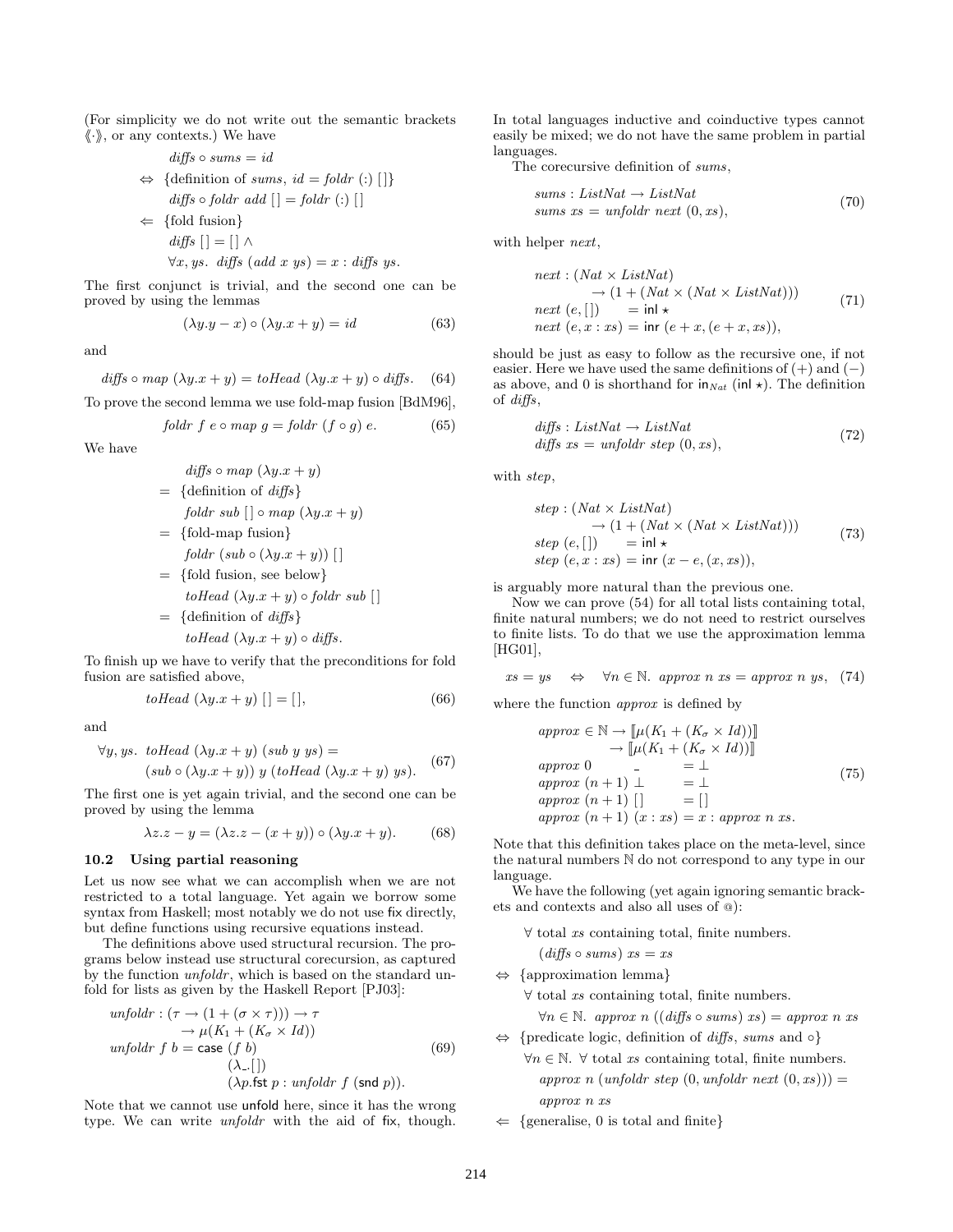(For simplicity we do not write out the semantic brackets $⟪\cdot⟫$, or any contexts.) We have

$$
\begin{aligned}
& \mathit{diffs} \circ \mathit{sums} = \mathit{id} \\
\Leftrightarrow\ & \{\text{definition of } \mathit{sums},\ \mathit{id} = \mathit{foldr}\ (:)\ [\,]\} \\
& \mathit{diffs} \circ \mathit{foldr}\ \mathit{add}\ [\,] = \mathit{foldr}\ (:)\ [\,] \\
\Leftarrow\ & \{\text{fold fusion}\} \\
& \mathit{diffs}\ [\,] = [\,]\ \wedge \\
& \forall x, ys.\ \mathit{diffs}\ (\mathit{add}\ x\ ys) = x : \mathit{diffs}\ ys.
\end{aligned}
$$

The first conjunct is trivial, and the second one can be proved by using the lemmas

$$
(\lambda y.y - x) \circ (\lambda y.x + y) = \mathit{id} \tag{63}
$$

and

$$
\mathit{diffs} \circ \mathit{map}\ (\lambda y.x + y) = \mathit{toHead}\ (\lambda y.x + y) \circ \mathit{diffs}. \tag{64}
$$

To prove the second lemma we use fold-map fusion [BdM96],

$$
\mathit{foldr}\ f\ e \circ \mathit{map}\ g = \mathit{foldr}\ (f \circ g)\ e. \tag{65}
$$

We have

$$
\begin{aligned}
& \mathit{diffs} \circ \mathit{map}\ (\lambda y.x + y) \\
=\ & \{\text{definition of } \mathit{diffs}\} \\
& \mathit{foldr}\ \mathit{sub}\ [\,] \circ \mathit{map}\ (\lambda y.x + y) \\
=\ & \{\text{fold-map fusion}\} \\
& \mathit{foldr}\ (\mathit{sub} \circ (\lambda y.x + y))\ [\,] \\
=\ & \{\text{fold fusion, see below}\} \\
& \mathit{toHead}\ (\lambda y.x + y) \circ \mathit{foldr}\ \mathit{sub}\ [\,] \\
=\ & \{\text{definition of } \mathit{diffs}\} \\
& \mathit{toHead}\ (\lambda y.x + y) \circ \mathit{diffs}.
\end{aligned}
$$

To finish up we have to verify that the preconditions for fold fusion are satisfied above,

$$
\mathit{toHead}\ (\lambda y.x + y)\ [\,] = [\,], \tag{66}
$$

and

$$
\begin{aligned}
\forall y, ys.\ & \mathit{toHead}\ (\lambda y.x + y)\ (\mathit{sub}\ y\ ys) = \\
& (\mathit{sub} \circ (\lambda y.x + y))\ y\ (\mathit{toHead}\ (\lambda y.x + y)\ ys).
\end{aligned} \tag{67}
$$

The first one is yet again trivial, and the second one can be proved by using the lemma

$$
\lambda z.z - y = (\lambda z.z - (x + y)) \circ (\lambda y.x + y). \tag{68}
$$

### 10.2 Using partial reasoning

Let us now see what we can accomplish when we are not restricted to a total language. Yet again we borrow some syntax from Haskell; most notably we do not use fix directly, but define functions using recursive equations instead.

The definitions above used structural recursion. The programs below instead use structural corecursion, as captured by the function *unfoldr*, which is based on the standard unfold for lists as given by the Haskell Report [PJ03]:

$$
\begin{aligned}
& \mathit{unfoldr} : (\tau \to (1 + (\sigma \times \tau))) \to \tau \\
& \qquad\qquad \to \mu(K_1 + (K_\sigma \times \mathit{Id})) \\
& \mathit{unfoldr}\ f\ b = \mathsf{case}\ (f\ b) \\
& \qquad\qquad\qquad (\lambda\_.[\,]) \\
& \qquad\qquad\qquad (\lambda p.\mathsf{fst}\ p : \mathit{unfoldr}\ f\ (\mathsf{snd}\ p)).
\end{aligned} \tag{69}
$$

Note that we cannot use unfold here, since it has the wrong type. We can write *unfoldr* with the aid of fix, though. In total languages inductive and coinductive types cannot easily be mixed; we do not have the same problem in partial languages.

The corecursive definition of *sums*,

$$
\begin{aligned}
& \mathit{sums} : \mathit{ListNat} \to \mathit{ListNat} \\
& \mathit{sums}\ xs = \mathit{unfoldr}\ \mathit{next}\ (0, xs),
\end{aligned} \tag{70}
$$

with helper *next*,

$$
\begin{aligned}
& \mathit{next} : (\mathit{Nat} \times \mathit{ListNat}) \\
& \qquad\quad \to (1 + (\mathit{Nat} \times (\mathit{Nat} \times \mathit{ListNat}))) \\
& \mathit{next}\ (e, [\,]) \qquad\ = \mathsf{inl}\ \star \\
& \mathit{next}\ (e, x : xs) = \mathsf{inr}\ (e + x, (e + x, xs)),
\end{aligned} \tag{71}
$$

should be just as easy to follow as the recursive one, if not easier. Here we have used the same definitions of $(+)$ and $(-)$ as above, and 0 is shorthand for $\mathsf{in}_{\mathit{Nat}}\ (\mathsf{inl}\ \star)$. The definition of *diffs*,

$$
\begin{aligned}
& \mathit{diffs} : \mathit{ListNat} \to \mathit{ListNat} \\
& \mathit{diffs}\ xs = \mathit{unfoldr}\ \mathit{step}\ (0, xs),
\end{aligned} \tag{72}
$$

with *step*,

$$
\begin{aligned}
& \mathit{step} : (\mathit{Nat} \times \mathit{ListNat}) \\
& \qquad\quad \to (1 + (\mathit{Nat} \times (\mathit{Nat} \times \mathit{ListNat}))) \\
& \mathit{step}\ (e, [\,]) \qquad\ = \mathsf{inl}\ \star \\
& \mathit{step}\ (e, x : xs) = \mathsf{inr}\ (x - e, (x, xs)),
\end{aligned} \tag{73}
$$

is arguably more natural than the previous one.

Now we can prove (54) for all total lists containing total, finite natural numbers; we do not need to restrict ourselves to finite lists. To do that we use the approximation lemma [HG01],

$$
xs = ys \quad \Leftrightarrow \quad \forall n \in \mathbb{N}.\ \mathit{approx}\ n\ xs = \mathit{approx}\ n\ ys, \tag{74}
$$

where the function *approx* is defined by

$$
\begin{aligned}
& \mathit{approx} \in \mathbb{N} \to [\![\mu(K_1 + (K_\sigma \times \mathit{Id}))]\!] \\
& \qquad\qquad \to [\![\mu(K_1 + (K_\sigma \times \mathit{Id}))]\!] \\
& \mathit{approx}\ 0 \qquad\qquad\ \_ \qquad = \bot \\
& \mathit{approx}\ (n+1)\ \bot \qquad = \bot \\
& \mathit{approx}\ (n+1)\ [\,] \qquad = [\,] \\
& \mathit{approx}\ (n+1)\ (x : xs) = x : \mathit{approx}\ n\ xs.
\end{aligned} \tag{75}
$$

Note that this definition takes place on the meta-level, since the natural numbers $\mathbb{N}$ do not correspond to any type in our language.

We have the following (yet again ignoring semantic brackets and contexts and also all uses of @):

$$
\begin{aligned}
& \forall \text{ total } xs \text{ containing total, finite numbers.} \\
& \quad (\mathit{diffs} \circ \mathit{sums})\ xs = xs \\
\Leftrightarrow\ & \{\text{approximation lemma}\} \\
& \forall \text{ total } xs \text{ containing total, finite numbers.} \\
& \quad \forall n \in \mathbb{N}.\ \mathit{approx}\ n\ ((\mathit{diffs} \circ \mathit{sums})\ xs) = \mathit{approx}\ n\ xs \\
\Leftrightarrow\ & \{\text{predicate logic, definition of } \mathit{diffs}, \mathit{sums} \text{ and } \circ\} \\
& \forall n \in \mathbb{N}.\ \forall \text{ total } xs \text{ containing total, finite numbers.} \\
& \quad \mathit{approx}\ n\ (\mathit{unfoldr}\ \mathit{step}\ (0, \mathit{unfoldr}\ \mathit{next}\ (0, xs))) = \\
& \quad \mathit{approx}\ n\ xs \\
\Leftarrow\ & \{\text{generalise, 0 is total and finite}\}
\end{aligned}
$$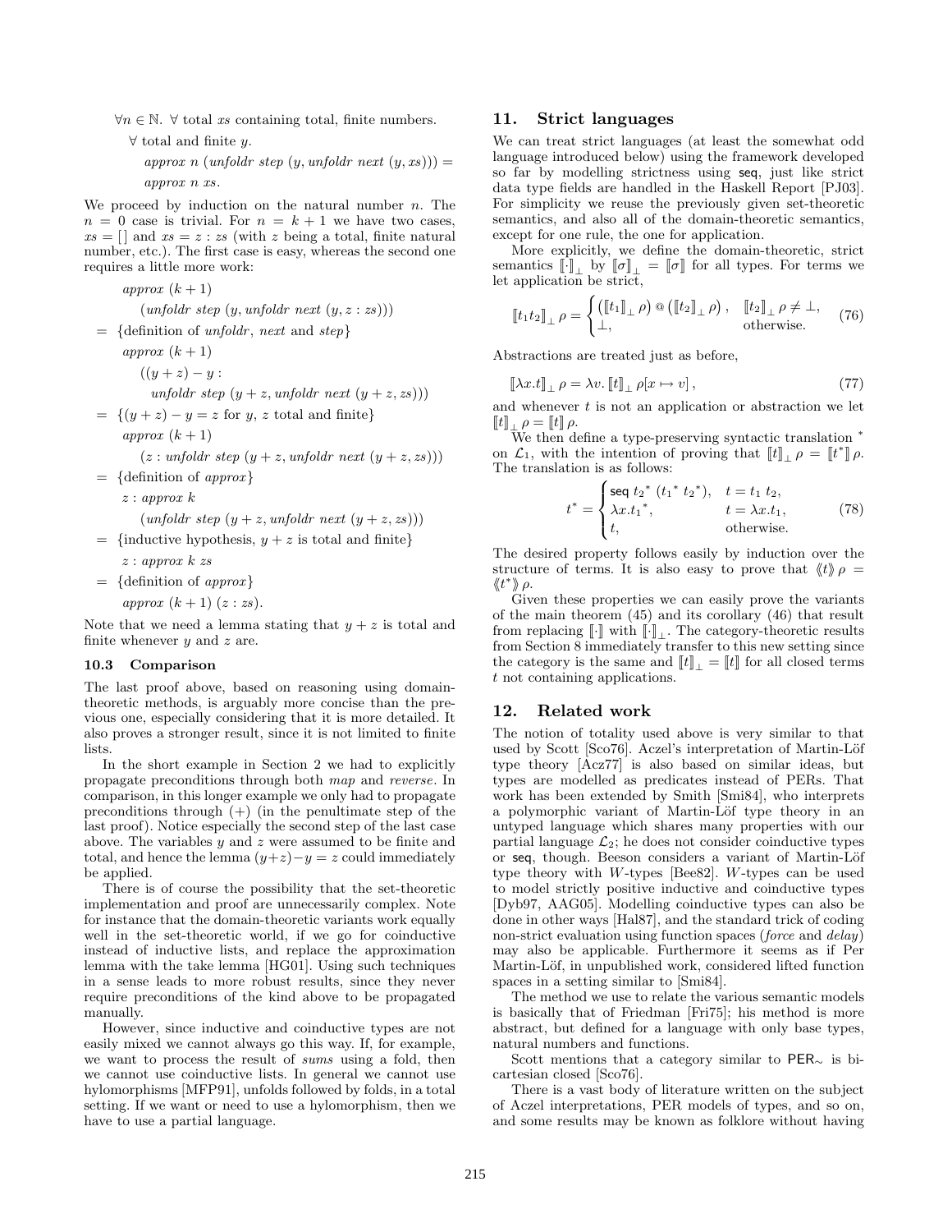$\forall n \in \mathbb{N}.\ \forall$ total *xs* containing total, finite numbers.

$\forall$ total and finite $y$.

$$approx\ n\ (unfoldr\ step\ (y, unfoldr\ next\ (y, xs))) = approx\ n\ xs.$$

We proceed by induction on the natural number $n$. The $n = 0$ case is trivial. For $n = k + 1$ we have two cases, $xs = [\,]$ and $xs = z : zs$ (with $z$ being a total, finite natural number, etc.). The first case is easy, whereas the second one requires a little more work:

$$
\begin{aligned}
& approx\ (k+1) \\
& \quad (unfoldr\ step\ (y, unfoldr\ next\ (y, z : zs))) \\
=\ & \{\text{definition of } unfoldr, next \text{ and } step\} \\
& approx\ (k+1) \\
& \quad ((y+z) - y : \\
& \quad\quad unfoldr\ step\ (y+z, unfoldr\ next\ (y+z, zs))) \\
=\ & \{(y+z) - y = z \text{ for } y, z \text{ total and finite}\} \\
& approx\ (k+1) \\
& \quad (z : unfoldr\ step\ (y+z, unfoldr\ next\ (y+z, zs))) \\
=\ & \{\text{definition of } approx\} \\
& z : approx\ k \\
& \quad (unfoldr\ step\ (y+z, unfoldr\ next\ (y+z, zs))) \\
=\ & \{\text{inductive hypothesis, } y+z \text{ is total and finite}\} \\
& z : approx\ k\ zs \\
=\ & \{\text{definition of } approx\} \\
& approx\ (k+1)\ (z : zs).
\end{aligned}
$$

Note that we need a lemma stating that $y + z$ is total and finite whenever $y$ and $z$ are.

### 10.3 Comparison

The last proof above, based on reasoning using domain-theoretic methods, is arguably more concise than the previous one, especially considering that it is more detailed. It also proves a stronger result, since it is not limited to finite lists.

In the short example in Section 2 we had to explicitly propagate preconditions through both *map* and *reverse*. In comparison, in this longer example we only had to propagate preconditions through $(+)$ (in the penultimate step of the last proof). Notice especially the second step of the last case above. The variables $y$ and $z$ were assumed to be finite and total, and hence the lemma $(y+z)-y = z$ could immediately be applied.

There is of course the possibility that the set-theoretic implementation and proof are unnecessarily complex. Note for instance that the domain-theoretic variants work equally well in the set-theoretic world, if we go for coinductive instead of inductive lists, and replace the approximation lemma with the take lemma [HG01]. Using such techniques in a sense leads to more robust results, since they never require preconditions of the kind above to be propagated manually.

However, since inductive and coinductive types are not easily mixed we cannot always go this way. If, for example, we want to process the result of *sums* using a fold, then we cannot use coinductive lists. In general we cannot use hylomorphisms [MFP91], unfolds followed by folds, in a total setting. If we want or need to use a hylomorphism, then we have to use a partial language.

## 11. Strict languages

We can treat strict languages (at least the somewhat odd language introduced below) using the framework developed so far by modelling strictness using `seq`, just like strict data type fields are handled in the Haskell Report [PJ03]. For simplicity we reuse the previously given set-theoretic semantics, and also all of the domain-theoretic semantics, except for one rule, the one for application.

More explicitly, we define the domain-theoretic, strict semantics $[\![\cdot]\!]_\perp$ by $[\![\sigma]\!]_\perp = [\![\sigma]\!]$ for all types. For terms we let application be strict,

$$
[\![t_1 t_2]\!]_\perp\, \rho = \begin{cases} \left([\![t_1]\!]_\perp\, \rho\right) @ \left([\![t_2]\!]_\perp\, \rho\right), & [\![t_2]\!]_\perp\, \rho \neq \perp, \\ \perp, & \text{otherwise.} \end{cases} \tag{76}
$$

Abstractions are treated just as before,

$$
[\![\lambda x.t]\!]_\perp\, \rho = \lambda v.\, [\![t]\!]_\perp\, \rho[x \mapsto v]\,, \tag{77}
$$

and whenever $t$ is not an application or abstraction we let $[\![t]\!]_\perp\, \rho = [\![t]\!]\, \rho$.

We then define a type-preserving syntactic translation $^*$ on $\mathcal{L}_1$, with the intention of proving that $[\![t]\!]_\perp\, \rho = [\![t^*]\!]\, \rho$. The translation is as follows:

$$
t^* = \begin{cases} \mathsf{seq}\ {t_2}^*\ ({t_1}^*\ {t_2}^*), & t = t_1\ t_2, \\ \lambda x.{t_1}^*, & t = \lambda x.t_1, \\ t, & \text{otherwise.} \end{cases} \tag{78}
$$

The desired property follows easily by induction over the structure of terms. It is also easy to prove that $\langle\!\langle t \rangle\!\rangle\, \rho = \langle\!\langle t^* \rangle\!\rangle\, \rho$.

Given these properties we can easily prove the variants of the main theorem (45) and its corollary (46) that result from replacing $[\![\cdot]\!]$ with $[\![\cdot]\!]_\perp$. The category-theoretic results from Section 8 immediately transfer to this new setting since the category is the same and $[\![t]\!]_\perp = [\![t]\!]$ for all closed terms $t$ not containing applications.

## 12. Related work

The notion of totality used above is very similar to that used by Scott [Sco76]. Aczel's interpretation of Martin-Löf type theory [Acz77] is also based on similar ideas, but types are modelled as predicates instead of PERs. That work has been extended by Smith [Smi84], who interprets a polymorphic variant of Martin-Löf type theory in an untyped language which shares many properties with our partial language $\mathcal{L}_2$; he does not consider coinductive types or `seq`, though. Beeson considers a variant of Martin-Löf type theory with $W$-types [Bee82]. $W$-types can be used to model strictly positive inductive and coinductive types [Dyb97, AAG05]. Modelling coinductive types can also be done in other ways [Hal87], and the standard trick of coding non-strict evaluation using function spaces (*force* and *delay*) may also be applicable. Furthermore it seems as if Per Martin-Löf, in unpublished work, considered lifted function spaces in a setting similar to [Smi84].

The method we use to relate the various semantic models is basically that of Friedman [Fri75]; his method is more abstract, but defined for a language with only base types, natural numbers and functions.

Scott mentions that a category similar to $\mathsf{PER}_\sim$ is bicartesian closed [Sco76].

There is a vast body of literature written on the subject of Aczel interpretations, PER models of types, and so on, and some results may be known as folklore without having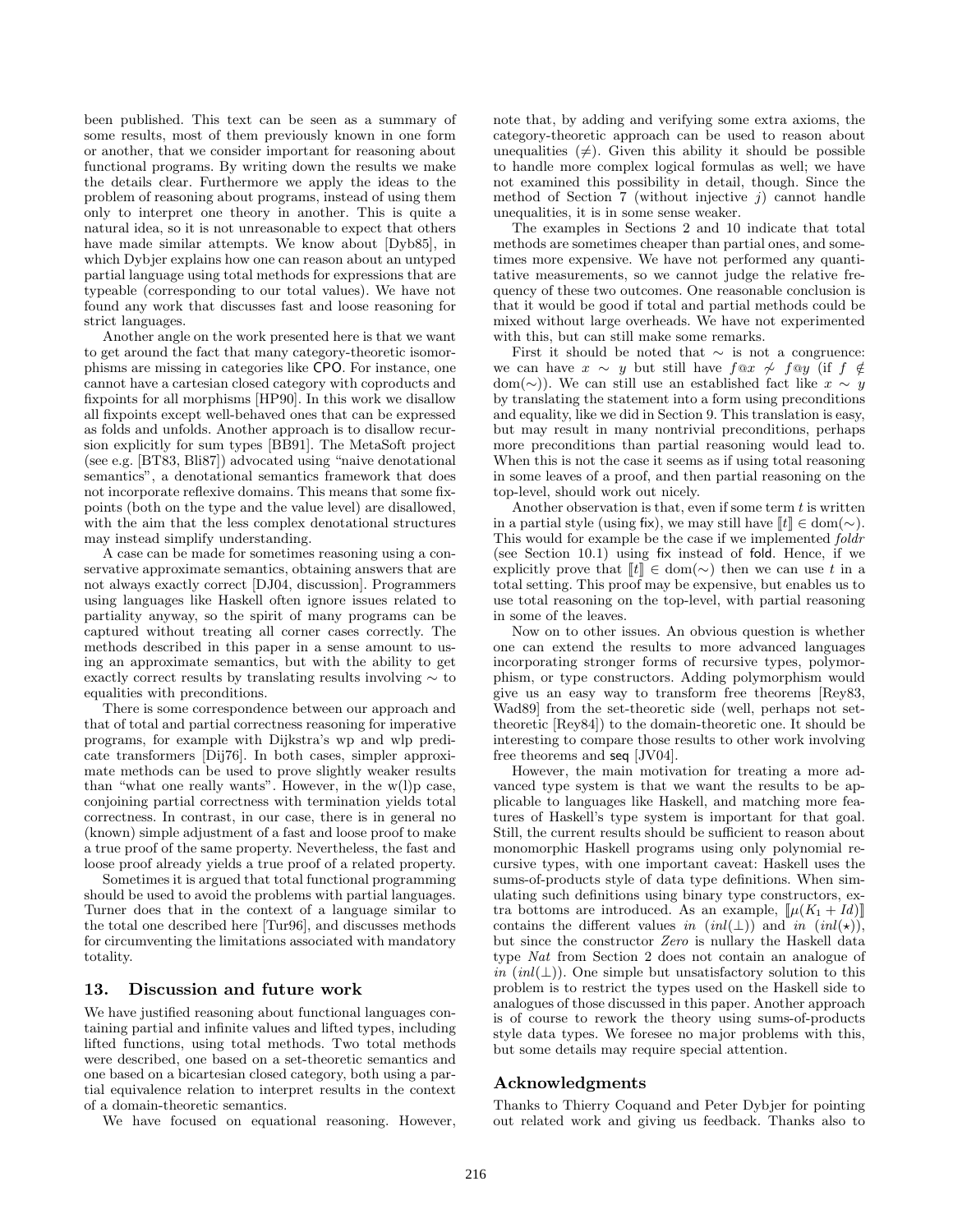been published. This text can be seen as a summary of some results, most of them previously known in one form or another, that we consider important for reasoning about functional programs. By writing down the results we make the details clear. Furthermore we apply the ideas to the problem of reasoning about programs, instead of using them only to interpret one theory in another. This is quite a natural idea, so it is not unreasonable to expect that others have made similar attempts. We know about [Dyb85], in which Dybjer explains how one can reason about an untyped partial language using total methods for expressions that are typeable (corresponding to our total values). We have not found any work that discusses fast and loose reasoning for strict languages.

Another angle on the work presented here is that we want to get around the fact that many category-theoretic isomorphisms are missing in categories like **CPO**. For instance, one cannot have a cartesian closed category with coproducts and fixpoints for all morphisms [HP90]. In this work we disallow all fixpoints except well-behaved ones that can be expressed as folds and unfolds. Another approach is to disallow recursion explicitly for sum types [BB91]. The MetaSoft project (see e.g. [BT83, Bli87]) advocated using "naive denotational semantics", a denotational semantics framework that does not incorporate reflexive domains. This means that some fixpoints (both on the type and the value level) are disallowed, with the aim that the less complex denotational structures may instead simplify understanding.

A case can be made for sometimes reasoning using a conservative approximate semantics, obtaining answers that are not always exactly correct [DJ04, discussion]. Programmers using languages like Haskell often ignore issues related to partiality anyway, so the spirit of many programs can be captured without treating all corner cases correctly. The methods described in this paper in a sense amount to using an approximate semantics, but with the ability to get exactly correct results by translating results involving $\sim$ to equalities with preconditions.

There is some correspondence between our approach and that of total and partial correctness reasoning for imperative programs, for example with Dijkstra's wp and wlp predicate transformers [Dij76]. In both cases, simpler approximate methods can be used to prove slightly weaker results than "what one really wants". However, in the w(l)p case, conjoining partial correctness with termination yields total correctness. In contrast, in our case, there is in general no (known) simple adjustment of a fast and loose proof to make a true proof of the same property. Nevertheless, the fast and loose proof already yields a true proof of a related property.

Sometimes it is argued that total functional programming should be used to avoid the problems with partial languages. Turner does that in the context of a language similar to the total one described here [Tur96], and discusses methods for circumventing the limitations associated with mandatory totality.

## 13. Discussion and future work

We have justified reasoning about functional languages containing partial and infinite values and lifted types, including lifted functions, using total methods. Two total methods were described, one based on a set-theoretic semantics and one based on a bicartesian closed category, both using a partial equivalence relation to interpret results in the context of a domain-theoretic semantics.

We have focused on equational reasoning. However, note that, by adding and verifying some extra axioms, the category-theoretic approach can be used to reason about unequalities ($\neq$). Given this ability it should be possible to handle more complex logical formulas as well; we have not examined this possibility in detail, though. Since the method of Section 7 (without injective $j$) cannot handle unequalities, it is in some sense weaker.

The examples in Sections 2 and 10 indicate that total methods are sometimes cheaper than partial ones, and sometimes more expensive. We have not performed any quantitative measurements, so we cannot judge the relative frequency of these two outcomes. One reasonable conclusion is that it would be good if total and partial methods could be mixed without large overheads. We have not experimented with this, but can still make some remarks.

First it should be noted that $\sim$ is not a congruence: we can have $x \sim y$ but still have $f @ x \not\sim f @ y$ (if $f \notin \mathrm{dom}(\sim)$). We can still use an established fact like $x \sim y$ by translating the statement into a form using preconditions and equality, like we did in Section 9. This translation is easy, but may result in many nontrivial preconditions, perhaps more preconditions than partial reasoning would lead to. When this is not the case it seems as if using total reasoning in some leaves of a proof, and then partial reasoning on the top-level, should work out nicely.

Another observation is that, even if some term $t$ is written in a partial style (using fix), we may still have $[\![t]\!] \in \mathrm{dom}(\sim)$. This would for example be the case if we implemented *foldr* (see Section 10.1) using fix instead of fold. Hence, if we explicitly prove that $[\![t]\!] \in \mathrm{dom}(\sim)$ then we can use $t$ in a total setting. This proof may be expensive, but enables us to use total reasoning on the top-level, with partial reasoning in some of the leaves.

Now on to other issues. An obvious question is whether one can extend the results to more advanced languages incorporating stronger forms of recursive types, polymorphism, or type constructors. Adding polymorphism would give us an easy way to transform free theorems [Rey83, Wad89] from the set-theoretic side (well, perhaps not set-theoretic [Rey84]) to the domain-theoretic one. It should be interesting to compare those results to other work involving free theorems and seq [JV04].

However, the main motivation for treating a more advanced type system is that we want the results to be applicable to languages like Haskell, and matching more features of Haskell's type system is important for that goal. Still, the current results should be sufficient to reason about monomorphic Haskell programs using only polynomial recursive types, with one important caveat: Haskell uses the sums-of-products style of data type definitions. When simulating such definitions using binary type constructors, extra bottoms are introduced. As an example, $[\![\mu(K_1 + Id)]\!]$ contains the different values $in\ (inl(\bot))$ and $in\ (inl(\star))$, but since the constructor *Zero* is nullary the Haskell data type *Nat* from Section 2 does not contain an analogue of $in\ (inl(\bot))$. One simple but unsatisfactory solution to this problem is to restrict the types used on the Haskell side to analogues of those discussed in this paper. Another approach is of course to rework the theory using sums-of-products style data types. We foresee no major problems with this, but some details may require special attention.

## Acknowledgments

Thanks to Thierry Coquand and Peter Dybjer for pointing out related work and giving us feedback. Thanks also to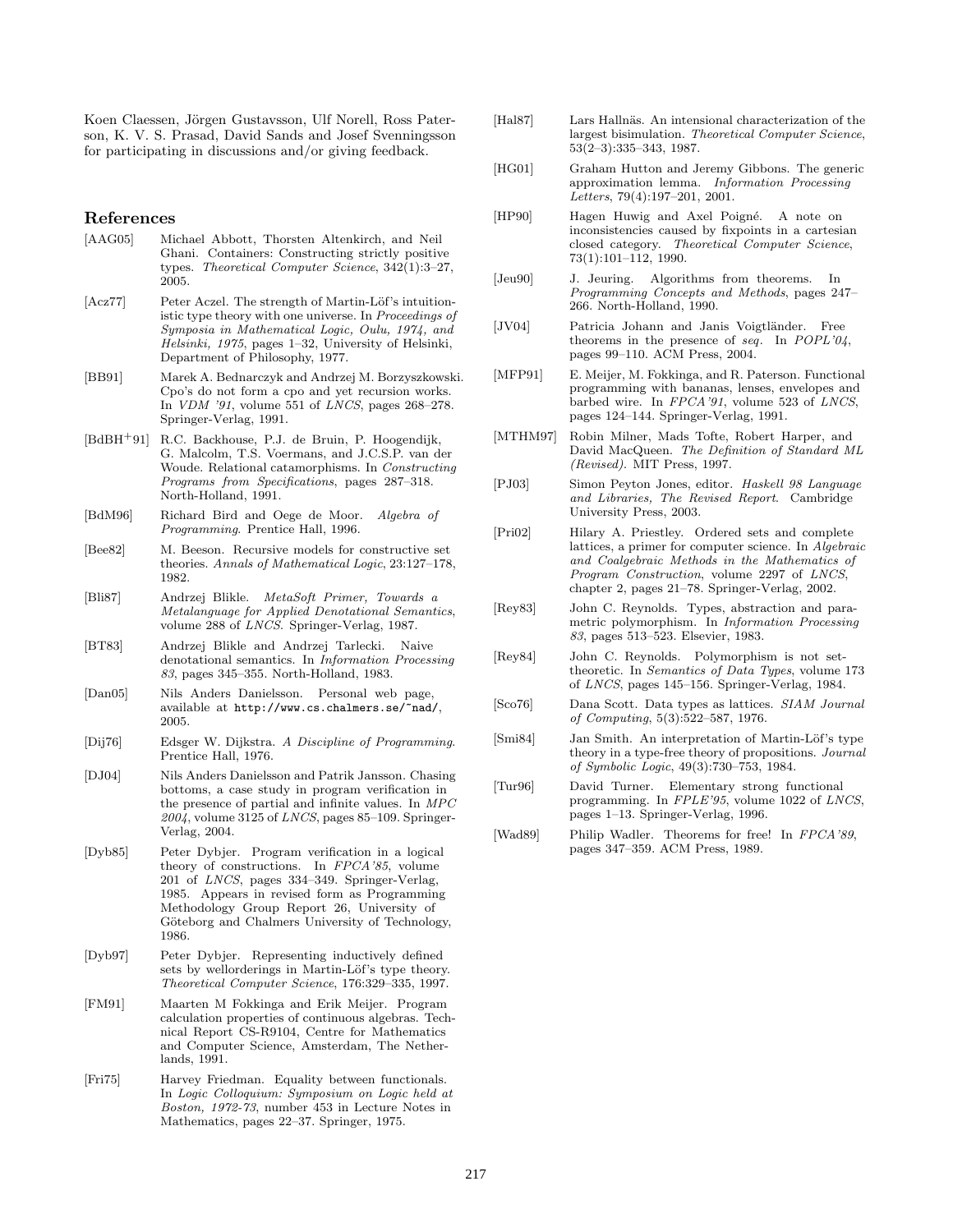Koen Claessen, Jörgen Gustavsson, Ulf Norell, Ross Paterson, K. V. S. Prasad, David Sands and Josef Svenningsson for participating in discussions and/or giving feedback.

## References

[AAG05] Michael Abbott, Thorsten Altenkirch, and Neil Ghani. Containers: Constructing strictly positive types. *Theoretical Computer Science*, 342(1):3–27, 2005.

[Acz77] Peter Aczel. The strength of Martin-Löf's intuitionistic type theory with one universe. In *Proceedings of Symposia in Mathematical Logic, Oulu, 1974, and Helsinki, 1975*, pages 1–32, University of Helsinki, Department of Philosophy, 1977.

[BB91] Marek A. Bednarczyk and Andrzej M. Borzyszkowski. Cpo's do not form a cpo and yet recursion works. In *VDM '91*, volume 551 of *LNCS*, pages 268–278. Springer-Verlag, 1991.

[BdBH+91] R.C. Backhouse, P.J. de Bruin, P. Hoogendijk, G. Malcolm, T.S. Voermans, and J.C.S.P. van der Woude. Relational catamorphisms. In *Constructing Programs from Specifications*, pages 287–318. North-Holland, 1991.

[BdM96] Richard Bird and Oege de Moor. *Algebra of Programming*. Prentice Hall, 1996.

[Bee82] M. Beeson. Recursive models for constructive set theories. *Annals of Mathematical Logic*, 23:127–178, 1982.

[Bli87] Andrzej Blikle. *MetaSoft Primer, Towards a Metalanguage for Applied Denotational Semantics*, volume 288 of *LNCS*. Springer-Verlag, 1987.

[BT83] Andrzej Blikle and Andrzej Tarlecki. Naive denotational semantics. In *Information Processing 83*, pages 345–355. North-Holland, 1983.

[Dan05] Nils Anders Danielsson. Personal web page, available at `http://www.cs.chalmers.se/~nad/`, 2005.

[Dij76] Edsger W. Dijkstra. *A Discipline of Programming*. Prentice Hall, 1976.

[DJ04] Nils Anders Danielsson and Patrik Jansson. Chasing bottoms, a case study in program verification in the presence of partial and infinite values. In *MPC 2004*, volume 3125 of *LNCS*, pages 85–109. Springer-Verlag, 2004.

[Dyb85] Peter Dybjer. Program verification in a logical theory of constructions. In *FPCA'85*, volume 201 of *LNCS*, pages 334–349. Springer-Verlag, 1985. Appears in revised form as Programming Methodology Group Report 26, University of Göteborg and Chalmers University of Technology, 1986.

[Dyb97] Peter Dybjer. Representing inductively defined sets by wellorderings in Martin-Löf's type theory. *Theoretical Computer Science*, 176:329–335, 1997.

[FM91] Maarten M Fokkinga and Erik Meijer. Program calculation properties of continuous algebras. Technical Report CS-R9104, Centre for Mathematics and Computer Science, Amsterdam, The Netherlands, 1991.

[Fri75] Harvey Friedman. Equality between functionals. In *Logic Colloquium: Symposium on Logic held at Boston, 1972-73*, number 453 in Lecture Notes in Mathematics, pages 22–37. Springer, 1975.

[Hal87] Lars Hallnäs. An intensional characterization of the largest bisimulation. *Theoretical Computer Science*, 53(2–3):335–343, 1987.

[HG01] Graham Hutton and Jeremy Gibbons. The generic approximation lemma. *Information Processing Letters*, 79(4):197–201, 2001.

[HP90] Hagen Huwig and Axel Poigné. A note on inconsistencies caused by fixpoints in a cartesian closed category. *Theoretical Computer Science*, 73(1):101–112, 1990.

[Jeu90] J. Jeuring. Algorithms from theorems. In *Programming Concepts and Methods*, pages 247–266. North-Holland, 1990.

[JV04] Patricia Johann and Janis Voigtländer. Free theorems in the presence of *seq*. In *POPL'04*, pages 99–110. ACM Press, 2004.

[MFP91] E. Meijer, M. Fokkinga, and R. Paterson. Functional programming with bananas, lenses, envelopes and barbed wire. In *FPCA'91*, volume 523 of *LNCS*, pages 124–144. Springer-Verlag, 1991.

[MTHM97] Robin Milner, Mads Tofte, Robert Harper, and David MacQueen. *The Definition of Standard ML (Revised)*. MIT Press, 1997.

[PJ03] Simon Peyton Jones, editor. *Haskell 98 Language and Libraries, The Revised Report*. Cambridge University Press, 2003.

[Pri02] Hilary A. Priestley. Ordered sets and complete lattices, a primer for computer science. In *Algebraic and Coalgebraic Methods in the Mathematics of Program Construction*, volume 2297 of *LNCS*, chapter 2, pages 21–78. Springer-Verlag, 2002.

[Rey83] John C. Reynolds. Types, abstraction and parametric polymorphism. In *Information Processing 83*, pages 513–523. Elsevier, 1983.

[Rey84] John C. Reynolds. Polymorphism is not set-theoretic. In *Semantics of Data Types*, volume 173 of *LNCS*, pages 145–156. Springer-Verlag, 1984.

[Sco76] Dana Scott. Data types as lattices. *SIAM Journal of Computing*, 5(3):522–587, 1976.

[Smi84] Jan Smith. An interpretation of Martin-Löf's type theory in a type-free theory of propositions. *Journal of Symbolic Logic*, 49(3):730–753, 1984.

[Tur96] David Turner. Elementary strong functional programming. In *FPLE'95*, volume 1022 of *LNCS*, pages 1–13. Springer-Verlag, 1996.

[Wad89] Philip Wadler. Theorems for free! In *FPCA'89*, pages 347–359. ACM Press, 1989.